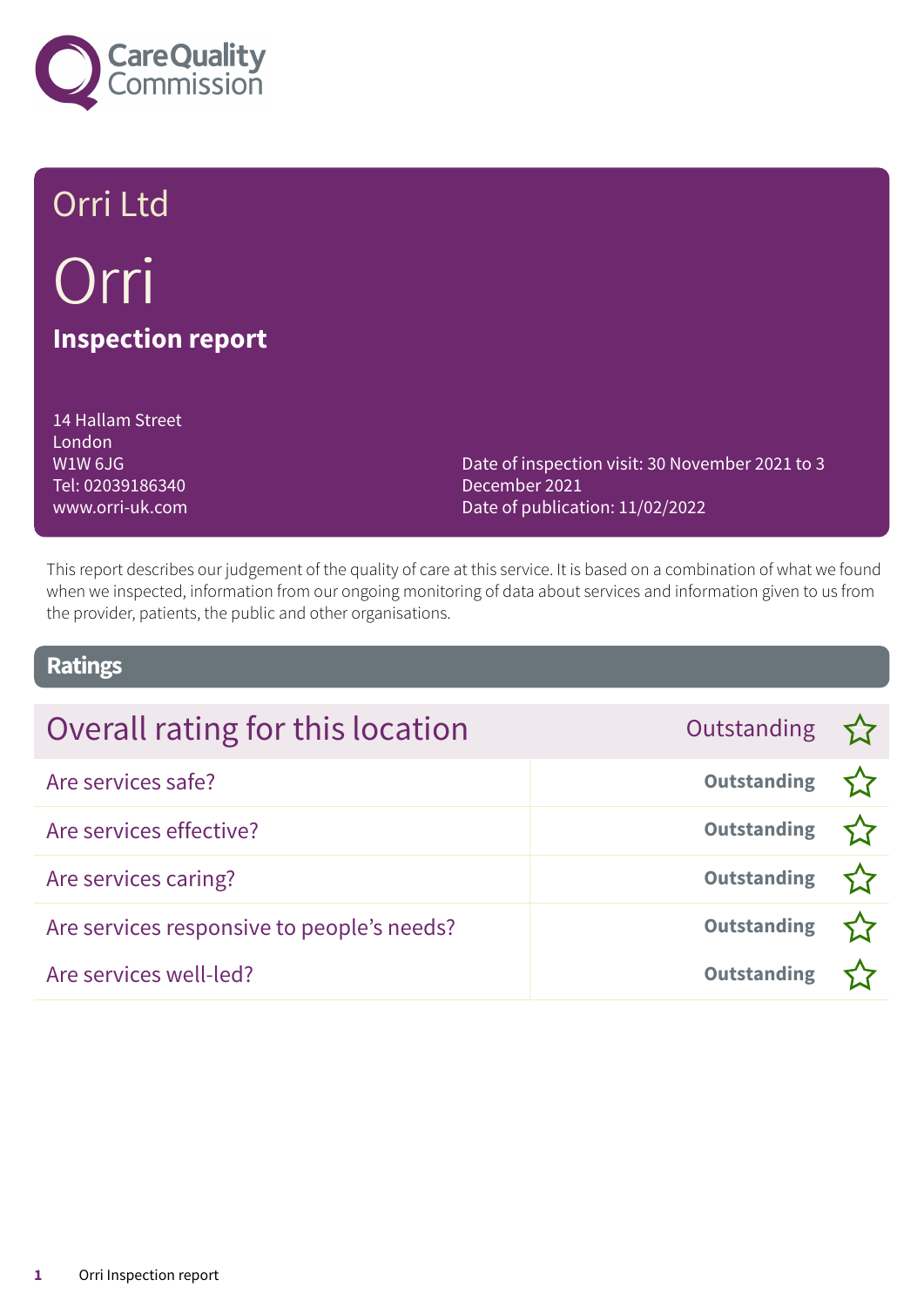Care Quality Commission

# Orri Ltd

# Orri

## Inspection report

14 Hallam Street
London
W1W 6JG
Tel: 02039186340
www.orri-uk.com

Date of inspection visit: 30 November 2021 to 3 December 2021
Date of publication: 11/02/2022

This report describes our judgement of the quality of care at this service. It is based on a combination of what we found when we inspected, information from our ongoing monitoring of data about services and information given to us from the provider, patients, the public and other organisations.

## Ratings

| Overall rating for this location | Outstanding ☆ |
| --- | --- |
| Are services safe? | **Outstanding** ☆ |
| Are services effective? | **Outstanding** ☆ |
| Are services caring? | **Outstanding** ☆ |
| Are services responsive to people's needs? | **Outstanding** ☆ |
| Are services well-led? | **Outstanding** ☆ |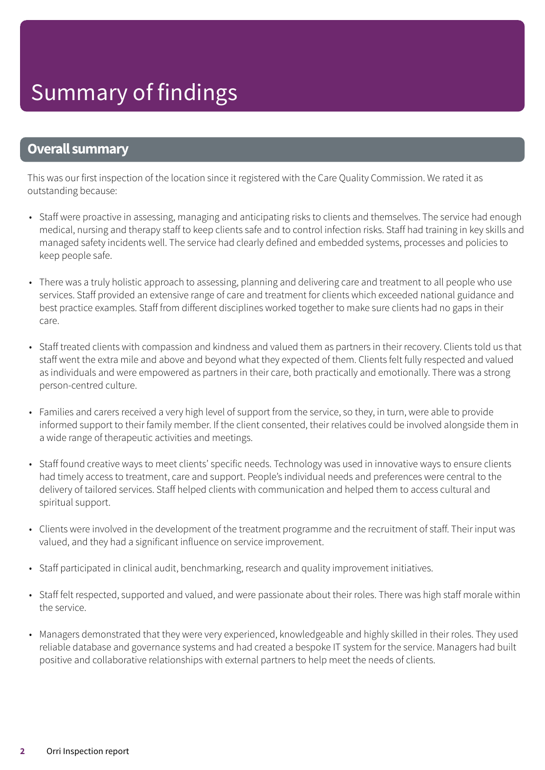# Summary of findings

## Overall summary

This was our first inspection of the location since it registered with the Care Quality Commission. We rated it as outstanding because:

- Staff were proactive in assessing, managing and anticipating risks to clients and themselves. The service had enough medical, nursing and therapy staff to keep clients safe and to control infection risks. Staff had training in key skills and managed safety incidents well. The service had clearly defined and embedded systems, processes and policies to keep people safe.
- There was a truly holistic approach to assessing, planning and delivering care and treatment to all people who use services. Staff provided an extensive range of care and treatment for clients which exceeded national guidance and best practice examples. Staff from different disciplines worked together to make sure clients had no gaps in their care.
- Staff treated clients with compassion and kindness and valued them as partners in their recovery. Clients told us that staff went the extra mile and above and beyond what they expected of them. Clients felt fully respected and valued as individuals and were empowered as partners in their care, both practically and emotionally. There was a strong person-centred culture.
- Families and carers received a very high level of support from the service, so they, in turn, were able to provide informed support to their family member. If the client consented, their relatives could be involved alongside them in a wide range of therapeutic activities and meetings.
- Staff found creative ways to meet clients' specific needs. Technology was used in innovative ways to ensure clients had timely access to treatment, care and support. People's individual needs and preferences were central to the delivery of tailored services. Staff helped clients with communication and helped them to access cultural and spiritual support.
- Clients were involved in the development of the treatment programme and the recruitment of staff. Their input was valued, and they had a significant influence on service improvement.
- Staff participated in clinical audit, benchmarking, research and quality improvement initiatives.
- Staff felt respected, supported and valued, and were passionate about their roles. There was high staff morale within the service.
- Managers demonstrated that they were very experienced, knowledgeable and highly skilled in their roles. They used reliable database and governance systems and had created a bespoke IT system for the service. Managers had built positive and collaborative relationships with external partners to help meet the needs of clients.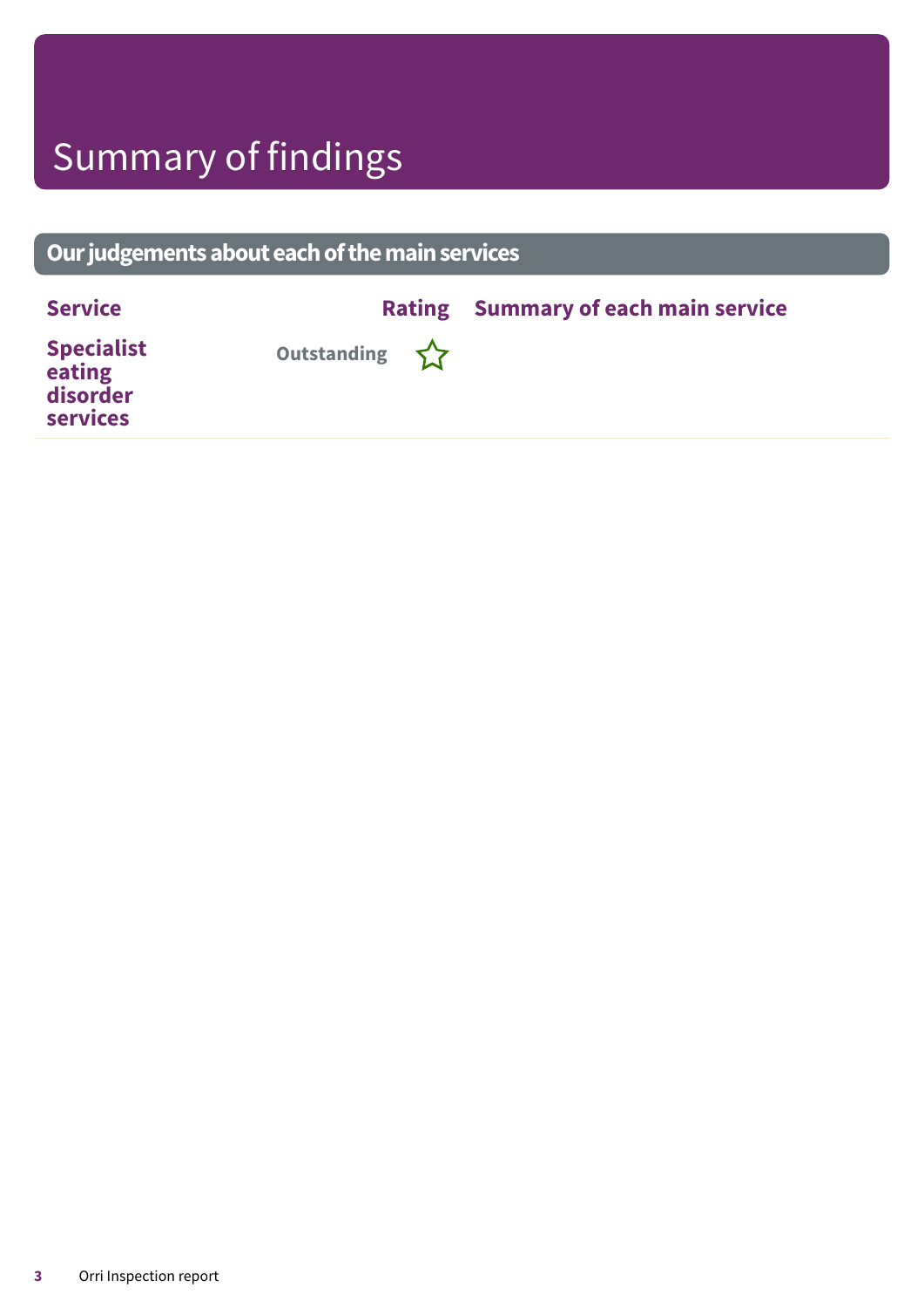# Summary of findings

## Our judgements about each of the main services

| Service | Rating | Summary of each main service |
|---|---|---|
| **Specialist eating disorder services** | Outstanding ☆ | |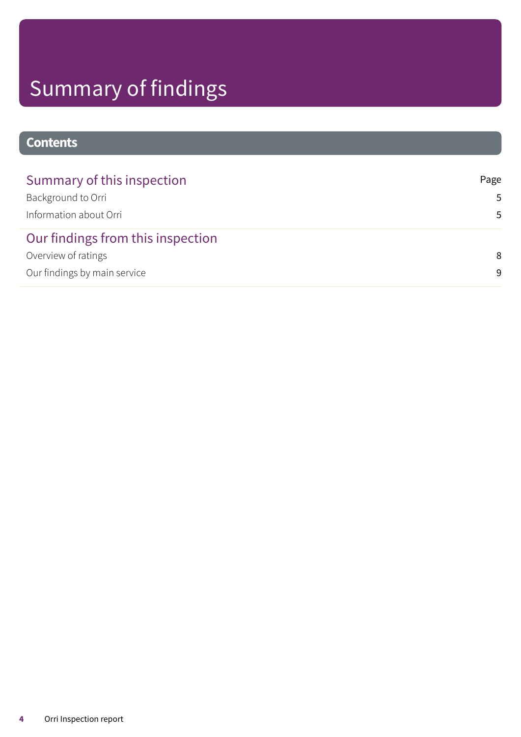# Summary of findings

## Contents

| Summary of this inspection | Page |
| --- | --- |
| Background to Orri | 5 |
| Information about Orri | 5 |
| **Our findings from this inspection** | |
| Overview of ratings | 8 |
| Our findings by main service | 9 |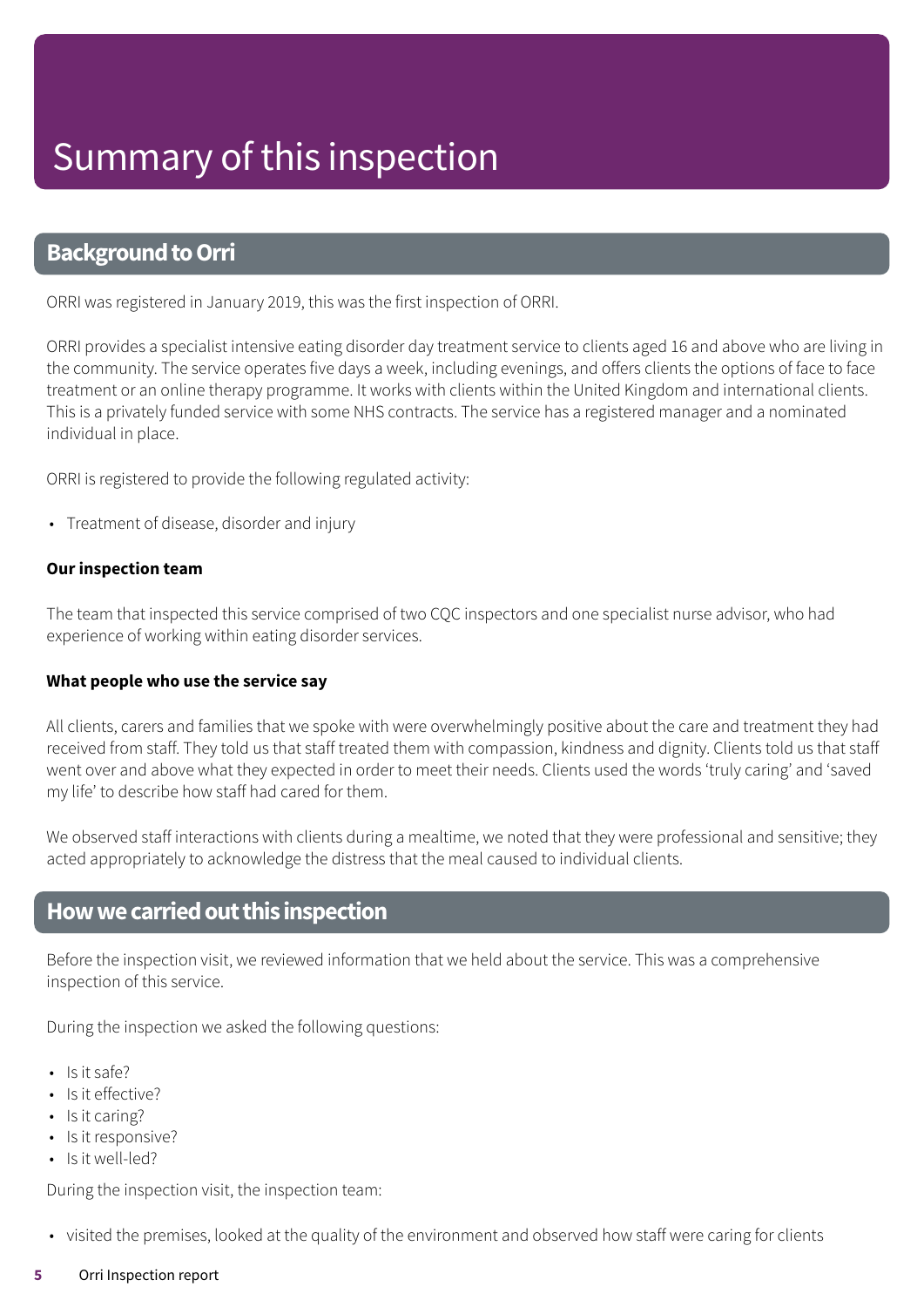# Summary of this inspection

## Background to Orri

ORRI was registered in January 2019, this was the first inspection of ORRI.

ORRI provides a specialist intensive eating disorder day treatment service to clients aged 16 and above who are living in the community. The service operates five days a week, including evenings, and offers clients the options of face to face treatment or an online therapy programme. It works with clients within the United Kingdom and international clients. This is a privately funded service with some NHS contracts. The service has a registered manager and a nominated individual in place.

ORRI is registered to provide the following regulated activity:

- Treatment of disease, disorder and injury

### Our inspection team

The team that inspected this service comprised of two CQC inspectors and one specialist nurse advisor, who had experience of working within eating disorder services.

### What people who use the service say

All clients, carers and families that we spoke with were overwhelmingly positive about the care and treatment they had received from staff. They told us that staff treated them with compassion, kindness and dignity. Clients told us that staff went over and above what they expected in order to meet their needs. Clients used the words 'truly caring' and 'saved my life' to describe how staff had cared for them.

We observed staff interactions with clients during a mealtime, we noted that they were professional and sensitive; they acted appropriately to acknowledge the distress that the meal caused to individual clients.

## How we carried out this inspection

Before the inspection visit, we reviewed information that we held about the service. This was a comprehensive inspection of this service.

During the inspection we asked the following questions:

- Is it safe?
- Is it effective?
- Is it caring?
- Is it responsive?
- Is it well-led?

During the inspection visit, the inspection team:

- visited the premises, looked at the quality of the environment and observed how staff were caring for clients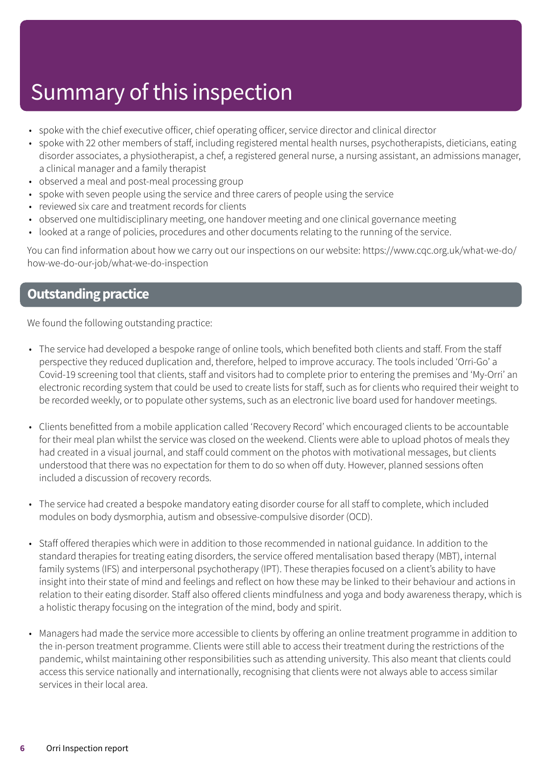# Summary of this inspection

- spoke with the chief executive officer, chief operating officer, service director and clinical director
- spoke with 22 other members of staff, including registered mental health nurses, psychotherapists, dieticians, eating disorder associates, a physiotherapist, a chef, a registered general nurse, a nursing assistant, an admissions manager, a clinical manager and a family therapist
- observed a meal and post-meal processing group
- spoke with seven people using the service and three carers of people using the service
- reviewed six care and treatment records for clients
- observed one multidisciplinary meeting, one handover meeting and one clinical governance meeting
- looked at a range of policies, procedures and other documents relating to the running of the service.

You can find information about how we carry out our inspections on our website: https://www.cqc.org.uk/what-we-do/how-we-do-our-job/what-we-do-inspection

## Outstanding practice

We found the following outstanding practice:

- The service had developed a bespoke range of online tools, which benefited both clients and staff. From the staff perspective they reduced duplication and, therefore, helped to improve accuracy. The tools included 'Orri-Go' a Covid-19 screening tool that clients, staff and visitors had to complete prior to entering the premises and 'My-Orri' an electronic recording system that could be used to create lists for staff, such as for clients who required their weight to be recorded weekly, or to populate other systems, such as an electronic live board used for handover meetings.

- Clients benefitted from a mobile application called 'Recovery Record' which encouraged clients to be accountable for their meal plan whilst the service was closed on the weekend. Clients were able to upload photos of meals they had created in a visual journal, and staff could comment on the photos with motivational messages, but clients understood that there was no expectation for them to do so when off duty. However, planned sessions often included a discussion of recovery records.

- The service had created a bespoke mandatory eating disorder course for all staff to complete, which included modules on body dysmorphia, autism and obsessive-compulsive disorder (OCD).

- Staff offered therapies which were in addition to those recommended in national guidance. In addition to the standard therapies for treating eating disorders, the service offered mentalisation based therapy (MBT), internal family systems (IFS) and interpersonal psychotherapy (IPT). These therapies focused on a client's ability to have insight into their state of mind and feelings and reflect on how these may be linked to their behaviour and actions in relation to their eating disorder. Staff also offered clients mindfulness and yoga and body awareness therapy, which is a holistic therapy focusing on the integration of the mind, body and spirit.

- Managers had made the service more accessible to clients by offering an online treatment programme in addition to the in-person treatment programme. Clients were still able to access their treatment during the restrictions of the pandemic, whilst maintaining other responsibilities such as attending university. This also meant that clients could access this service nationally and internationally, recognising that clients were not always able to access similar services in their local area.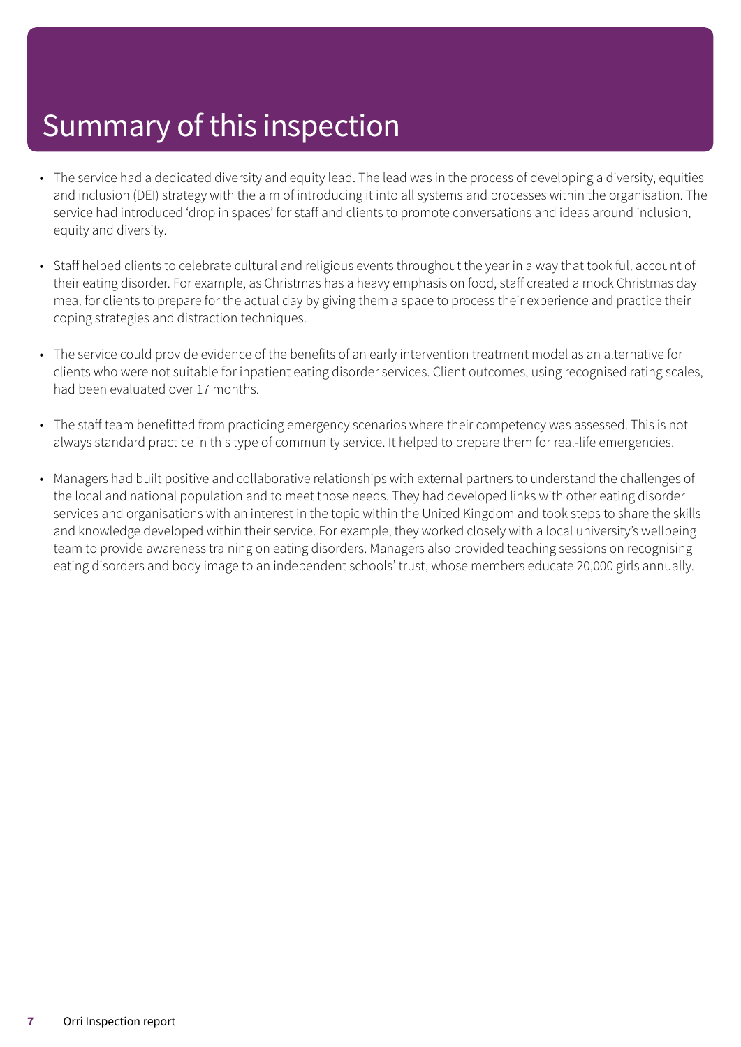# Summary of this inspection

- The service had a dedicated diversity and equity lead. The lead was in the process of developing a diversity, equities and inclusion (DEI) strategy with the aim of introducing it into all systems and processes within the organisation. The service had introduced 'drop in spaces' for staff and clients to promote conversations and ideas around inclusion, equity and diversity.

- Staff helped clients to celebrate cultural and religious events throughout the year in a way that took full account of their eating disorder. For example, as Christmas has a heavy emphasis on food, staff created a mock Christmas day meal for clients to prepare for the actual day by giving them a space to process their experience and practice their coping strategies and distraction techniques.

- The service could provide evidence of the benefits of an early intervention treatment model as an alternative for clients who were not suitable for inpatient eating disorder services. Client outcomes, using recognised rating scales, had been evaluated over 17 months.

- The staff team benefitted from practicing emergency scenarios where their competency was assessed. This is not always standard practice in this type of community service. It helped to prepare them for real-life emergencies.

- Managers had built positive and collaborative relationships with external partners to understand the challenges of the local and national population and to meet those needs. They had developed links with other eating disorder services and organisations with an interest in the topic within the United Kingdom and took steps to share the skills and knowledge developed within their service. For example, they worked closely with a local university's wellbeing team to provide awareness training on eating disorders. Managers also provided teaching sessions on recognising eating disorders and body image to an independent schools' trust, whose members educate 20,000 girls annually.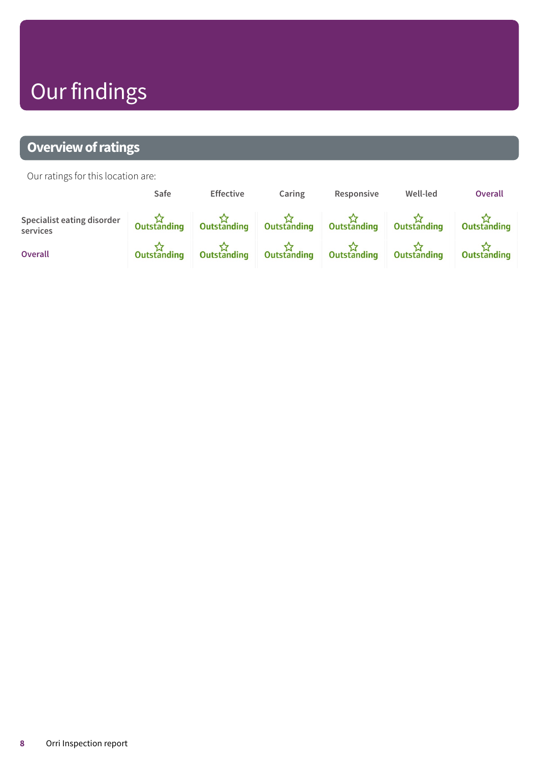# Our findings

## Overview of ratings

Our ratings for this location are:

| | Safe | Effective | Caring | Responsive | Well-led | Overall |
|---|---|---|---|---|---|---|
| Specialist eating disorder services | Outstanding | Outstanding | Outstanding | Outstanding | Outstanding | Outstanding |
| Overall | Outstanding | Outstanding | Outstanding | Outstanding | Outstanding | Outstanding |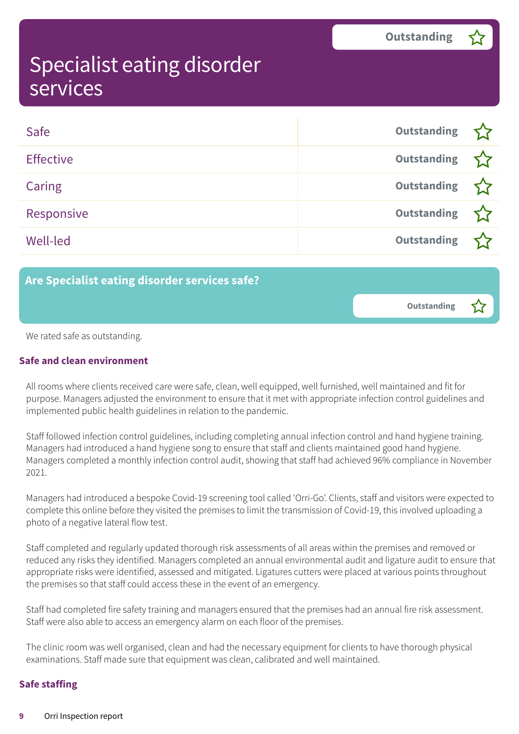# Specialist eating disorder services

**Outstanding**

| | |
|---|---|
| Safe | Outstanding |
| Effective | Outstanding |
| Caring | Outstanding |
| Responsive | Outstanding |
| Well-led | Outstanding |

## Are Specialist eating disorder services safe?

**Outstanding**

We rated safe as outstanding.

### Safe and clean environment

All rooms where clients received care were safe, clean, well equipped, well furnished, well maintained and fit for purpose. Managers adjusted the environment to ensure that it met with appropriate infection control guidelines and implemented public health guidelines in relation to the pandemic.

Staff followed infection control guidelines, including completing annual infection control and hand hygiene training. Managers had introduced a hand hygiene song to ensure that staff and clients maintained good hand hygiene. Managers completed a monthly infection control audit, showing that staff had achieved 96% compliance in November 2021.

Managers had introduced a bespoke Covid-19 screening tool called 'Orri-Go'. Clients, staff and visitors were expected to complete this online before they visited the premises to limit the transmission of Covid-19, this involved uploading a photo of a negative lateral flow test.

Staff completed and regularly updated thorough risk assessments of all areas within the premises and removed or reduced any risks they identified. Managers completed an annual environmental audit and ligature audit to ensure that appropriate risks were identified, assessed and mitigated. Ligatures cutters were placed at various points throughout the premises so that staff could access these in the event of an emergency.

Staff had completed fire safety training and managers ensured that the premises had an annual fire risk assessment. Staff were also able to access an emergency alarm on each floor of the premises.

The clinic room was well organised, clean and had the necessary equipment for clients to have thorough physical examinations. Staff made sure that equipment was clean, calibrated and well maintained.

### Safe staffing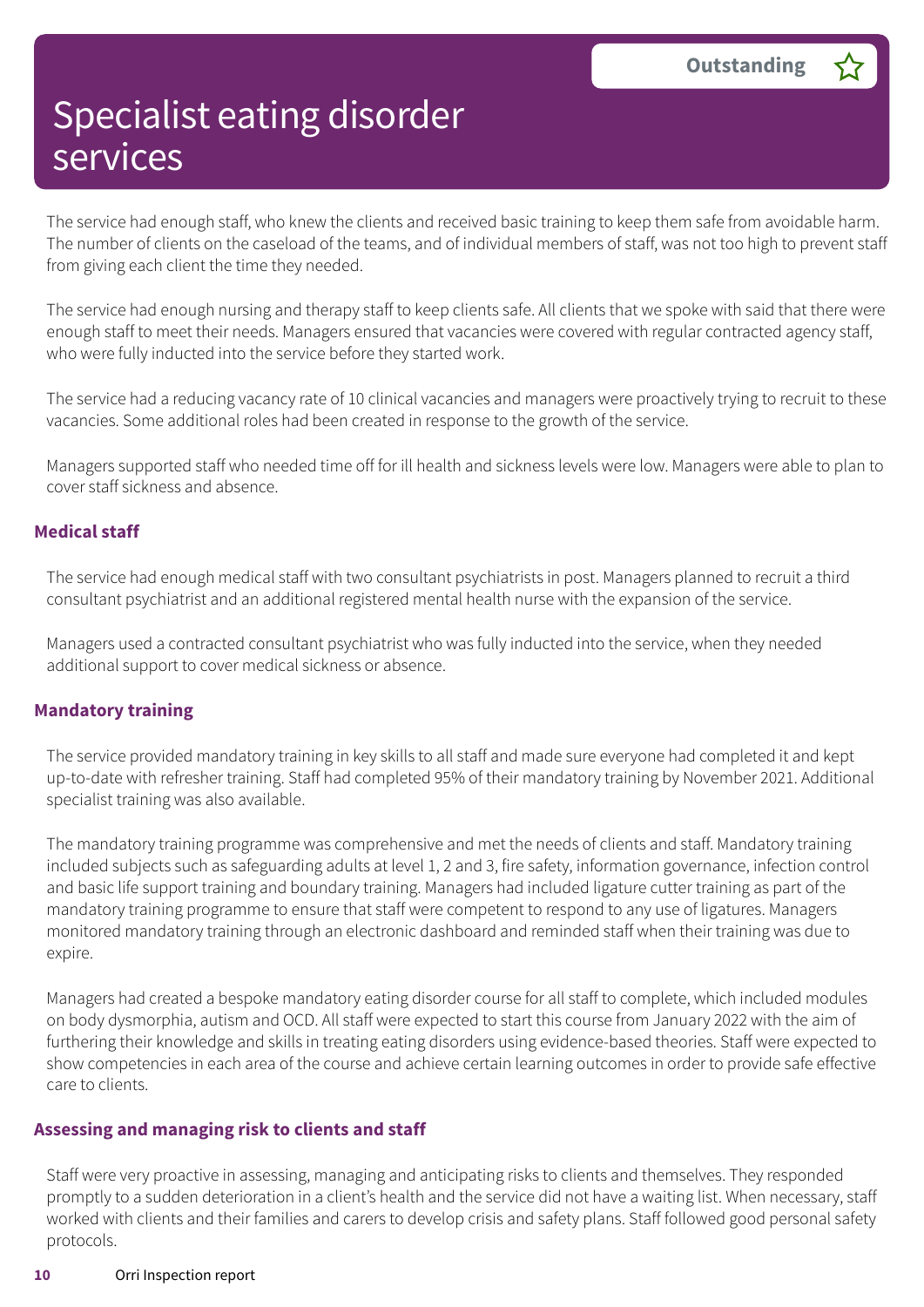# Specialist eating disorder services

**Outstanding** ☆

The service had enough staff, who knew the clients and received basic training to keep them safe from avoidable harm. The number of clients on the caseload of the teams, and of individual members of staff, was not too high to prevent staff from giving each client the time they needed.

The service had enough nursing and therapy staff to keep clients safe. All clients that we spoke with said that there were enough staff to meet their needs. Managers ensured that vacancies were covered with regular contracted agency staff, who were fully inducted into the service before they started work.

The service had a reducing vacancy rate of 10 clinical vacancies and managers were proactively trying to recruit to these vacancies. Some additional roles had been created in response to the growth of the service.

Managers supported staff who needed time off for ill health and sickness levels were low. Managers were able to plan to cover staff sickness and absence.

### Medical staff

The service had enough medical staff with two consultant psychiatrists in post. Managers planned to recruit a third consultant psychiatrist and an additional registered mental health nurse with the expansion of the service.

Managers used a contracted consultant psychiatrist who was fully inducted into the service, when they needed additional support to cover medical sickness or absence.

### Mandatory training

The service provided mandatory training in key skills to all staff and made sure everyone had completed it and kept up-to-date with refresher training. Staff had completed 95% of their mandatory training by November 2021. Additional specialist training was also available.

The mandatory training programme was comprehensive and met the needs of clients and staff. Mandatory training included subjects such as safeguarding adults at level 1, 2 and 3, fire safety, information governance, infection control and basic life support training and boundary training. Managers had included ligature cutter training as part of the mandatory training programme to ensure that staff were competent to respond to any use of ligatures. Managers monitored mandatory training through an electronic dashboard and reminded staff when their training was due to expire.

Managers had created a bespoke mandatory eating disorder course for all staff to complete, which included modules on body dysmorphia, autism and OCD. All staff were expected to start this course from January 2022 with the aim of furthering their knowledge and skills in treating eating disorders using evidence-based theories. Staff were expected to show competencies in each area of the course and achieve certain learning outcomes in order to provide safe effective care to clients.

### Assessing and managing risk to clients and staff

Staff were very proactive in assessing, managing and anticipating risks to clients and themselves. They responded promptly to a sudden deterioration in a client's health and the service did not have a waiting list. When necessary, staff worked with clients and their families and carers to develop crisis and safety plans. Staff followed good personal safety protocols.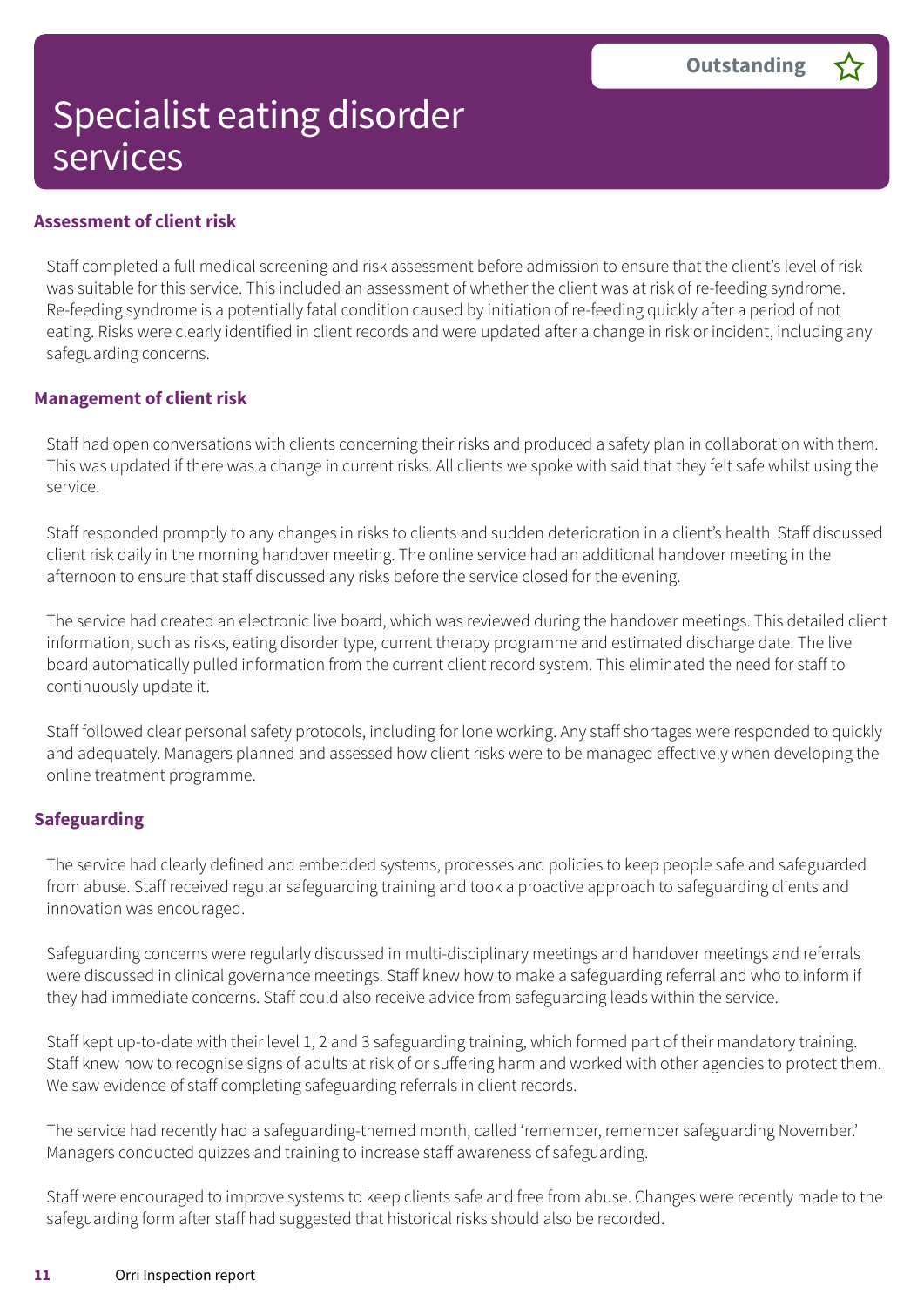# Specialist eating disorder services

**Outstanding** ☆

### Assessment of client risk

Staff completed a full medical screening and risk assessment before admission to ensure that the client's level of risk was suitable for this service. This included an assessment of whether the client was at risk of re-feeding syndrome. Re-feeding syndrome is a potentially fatal condition caused by initiation of re-feeding quickly after a period of not eating. Risks were clearly identified in client records and were updated after a change in risk or incident, including any safeguarding concerns.

### Management of client risk

Staff had open conversations with clients concerning their risks and produced a safety plan in collaboration with them. This was updated if there was a change in current risks. All clients we spoke with said that they felt safe whilst using the service.

Staff responded promptly to any changes in risks to clients and sudden deterioration in a client's health. Staff discussed client risk daily in the morning handover meeting. The online service had an additional handover meeting in the afternoon to ensure that staff discussed any risks before the service closed for the evening.

The service had created an electronic live board, which was reviewed during the handover meetings. This detailed client information, such as risks, eating disorder type, current therapy programme and estimated discharge date. The live board automatically pulled information from the current client record system. This eliminated the need for staff to continuously update it.

Staff followed clear personal safety protocols, including for lone working. Any staff shortages were responded to quickly and adequately. Managers planned and assessed how client risks were to be managed effectively when developing the online treatment programme.

### Safeguarding

The service had clearly defined and embedded systems, processes and policies to keep people safe and safeguarded from abuse. Staff received regular safeguarding training and took a proactive approach to safeguarding clients and innovation was encouraged.

Safeguarding concerns were regularly discussed in multi-disciplinary meetings and handover meetings and referrals were discussed in clinical governance meetings. Staff knew how to make a safeguarding referral and who to inform if they had immediate concerns. Staff could also receive advice from safeguarding leads within the service.

Staff kept up-to-date with their level 1, 2 and 3 safeguarding training, which formed part of their mandatory training. Staff knew how to recognise signs of adults at risk of or suffering harm and worked with other agencies to protect them. We saw evidence of staff completing safeguarding referrals in client records.

The service had recently had a safeguarding-themed month, called 'remember, remember safeguarding November.' Managers conducted quizzes and training to increase staff awareness of safeguarding.

Staff were encouraged to improve systems to keep clients safe and free from abuse. Changes were recently made to the safeguarding form after staff had suggested that historical risks should also be recorded.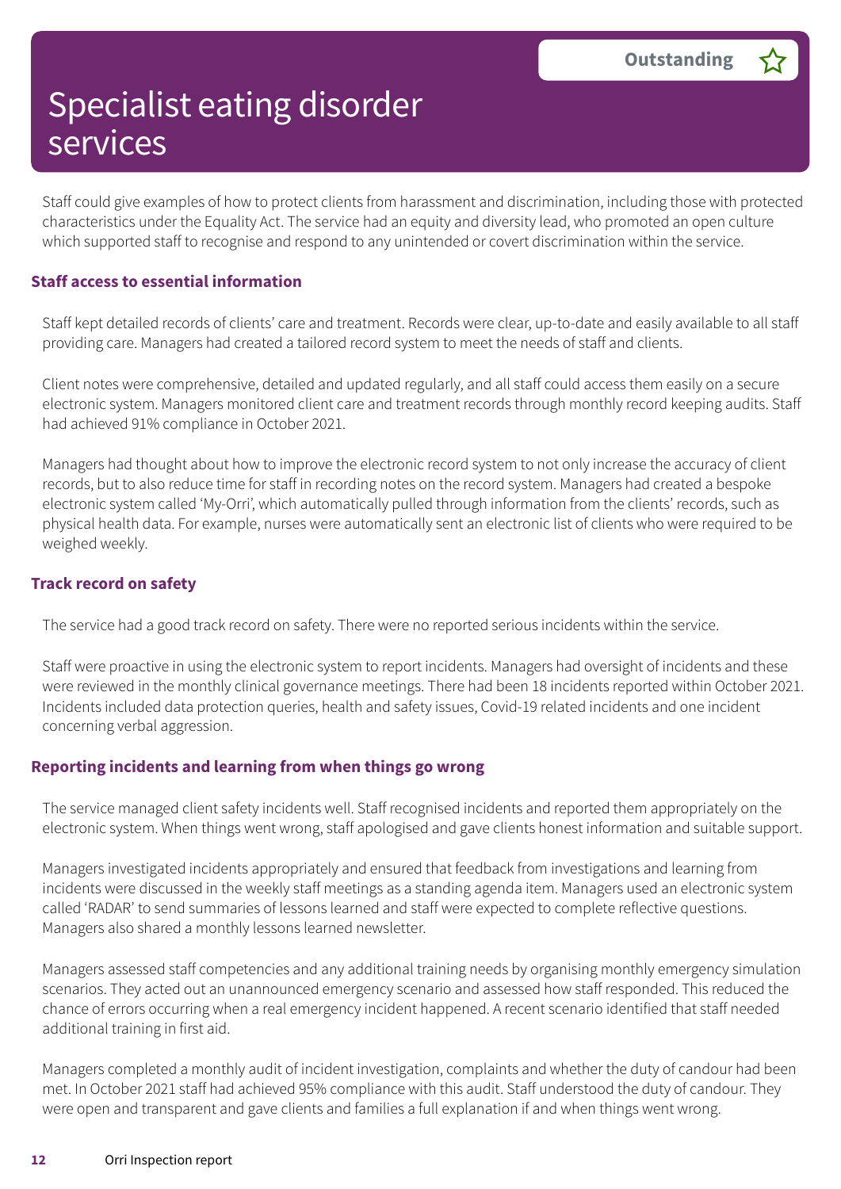# Specialist eating disorder services

**Outstanding** ☆

Staff could give examples of how to protect clients from harassment and discrimination, including those with protected characteristics under the Equality Act. The service had an equity and diversity lead, who promoted an open culture which supported staff to recognise and respond to any unintended or covert discrimination within the service.

### Staff access to essential information

Staff kept detailed records of clients' care and treatment. Records were clear, up-to-date and easily available to all staff providing care. Managers had created a tailored record system to meet the needs of staff and clients.

Client notes were comprehensive, detailed and updated regularly, and all staff could access them easily on a secure electronic system. Managers monitored client care and treatment records through monthly record keeping audits. Staff had achieved 91% compliance in October 2021.

Managers had thought about how to improve the electronic record system to not only increase the accuracy of client records, but to also reduce time for staff in recording notes on the record system. Managers had created a bespoke electronic system called 'My-Orri', which automatically pulled through information from the clients' records, such as physical health data. For example, nurses were automatically sent an electronic list of clients who were required to be weighed weekly.

### Track record on safety

The service had a good track record on safety. There were no reported serious incidents within the service.

Staff were proactive in using the electronic system to report incidents. Managers had oversight of incidents and these were reviewed in the monthly clinical governance meetings. There had been 18 incidents reported within October 2021. Incidents included data protection queries, health and safety issues, Covid-19 related incidents and one incident concerning verbal aggression.

### Reporting incidents and learning from when things go wrong

The service managed client safety incidents well. Staff recognised incidents and reported them appropriately on the electronic system. When things went wrong, staff apologised and gave clients honest information and suitable support.

Managers investigated incidents appropriately and ensured that feedback from investigations and learning from incidents were discussed in the weekly staff meetings as a standing agenda item. Managers used an electronic system called 'RADAR' to send summaries of lessons learned and staff were expected to complete reflective questions. Managers also shared a monthly lessons learned newsletter.

Managers assessed staff competencies and any additional training needs by organising monthly emergency simulation scenarios. They acted out an unannounced emergency scenario and assessed how staff responded. This reduced the chance of errors occurring when a real emergency incident happened. A recent scenario identified that staff needed additional training in first aid.

Managers completed a monthly audit of incident investigation, complaints and whether the duty of candour had been met. In October 2021 staff had achieved 95% compliance with this audit. Staff understood the duty of candour. They were open and transparent and gave clients and families a full explanation if and when things went wrong.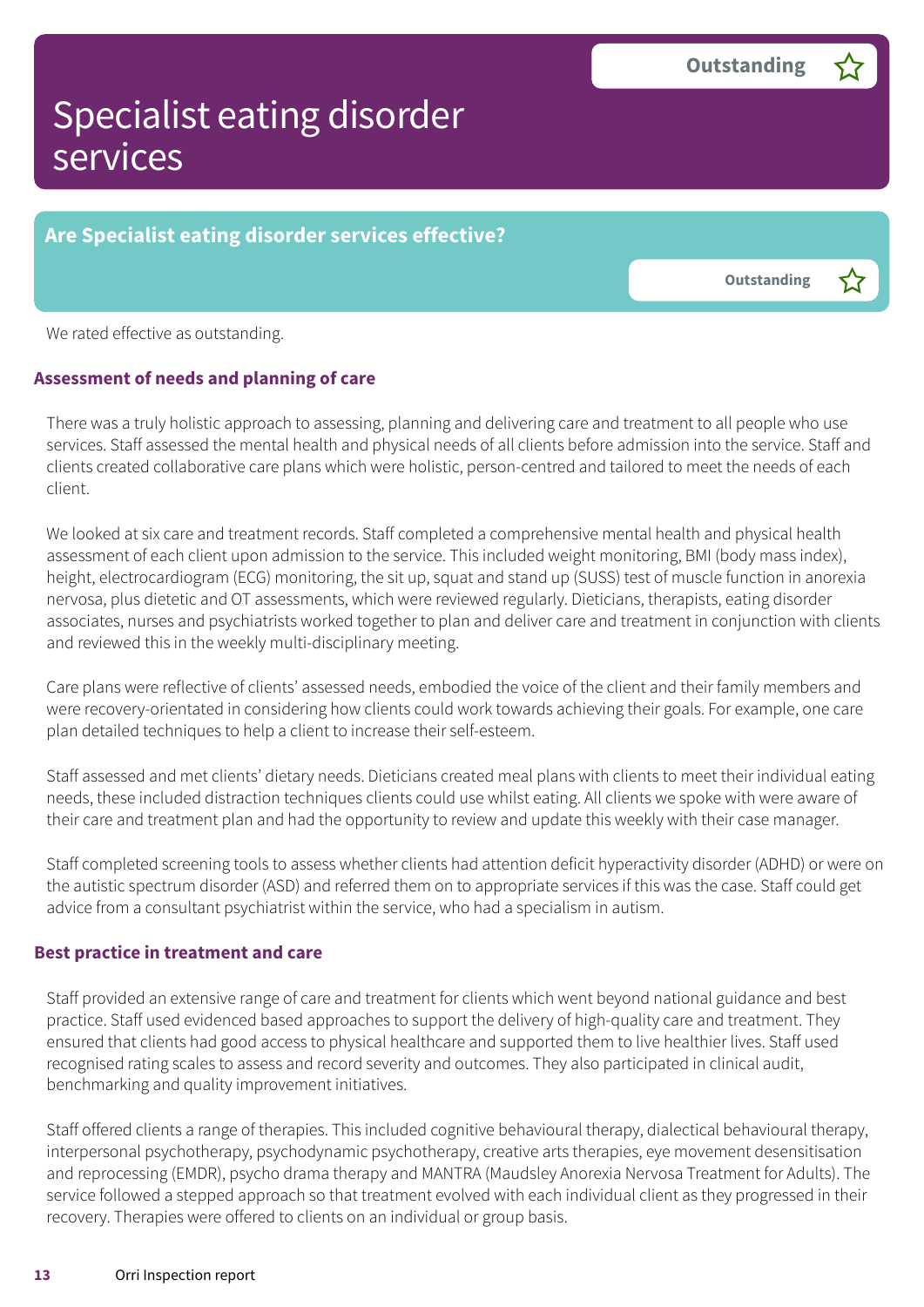# Specialist eating disorder services

Outstanding

## Are Specialist eating disorder services effective?

Outstanding

We rated effective as outstanding.

### Assessment of needs and planning of care

There was a truly holistic approach to assessing, planning and delivering care and treatment to all people who use services. Staff assessed the mental health and physical needs of all clients before admission into the service. Staff and clients created collaborative care plans which were holistic, person-centred and tailored to meet the needs of each client.

We looked at six care and treatment records. Staff completed a comprehensive mental health and physical health assessment of each client upon admission to the service. This included weight monitoring, BMI (body mass index), height, electrocardiogram (ECG) monitoring, the sit up, squat and stand up (SUSS) test of muscle function in anorexia nervosa, plus dietetic and OT assessments, which were reviewed regularly. Dieticians, therapists, eating disorder associates, nurses and psychiatrists worked together to plan and deliver care and treatment in conjunction with clients and reviewed this in the weekly multi-disciplinary meeting.

Care plans were reflective of clients' assessed needs, embodied the voice of the client and their family members and were recovery-orientated in considering how clients could work towards achieving their goals. For example, one care plan detailed techniques to help a client to increase their self-esteem.

Staff assessed and met clients' dietary needs. Dieticians created meal plans with clients to meet their individual eating needs, these included distraction techniques clients could use whilst eating. All clients we spoke with were aware of their care and treatment plan and had the opportunity to review and update this weekly with their case manager.

Staff completed screening tools to assess whether clients had attention deficit hyperactivity disorder (ADHD) or were on the autistic spectrum disorder (ASD) and referred them on to appropriate services if this was the case. Staff could get advice from a consultant psychiatrist within the service, who had a specialism in autism.

### Best practice in treatment and care

Staff provided an extensive range of care and treatment for clients which went beyond national guidance and best practice. Staff used evidenced based approaches to support the delivery of high-quality care and treatment. They ensured that clients had good access to physical healthcare and supported them to live healthier lives. Staff used recognised rating scales to assess and record severity and outcomes. They also participated in clinical audit, benchmarking and quality improvement initiatives.

Staff offered clients a range of therapies. This included cognitive behavioural therapy, dialectical behavioural therapy, interpersonal psychotherapy, psychodynamic psychotherapy, creative arts therapies, eye movement desensitisation and reprocessing (EMDR), psycho drama therapy and MANTRA (Maudsley Anorexia Nervosa Treatment for Adults). The service followed a stepped approach so that treatment evolved with each individual client as they progressed in their recovery. Therapies were offered to clients on an individual or group basis.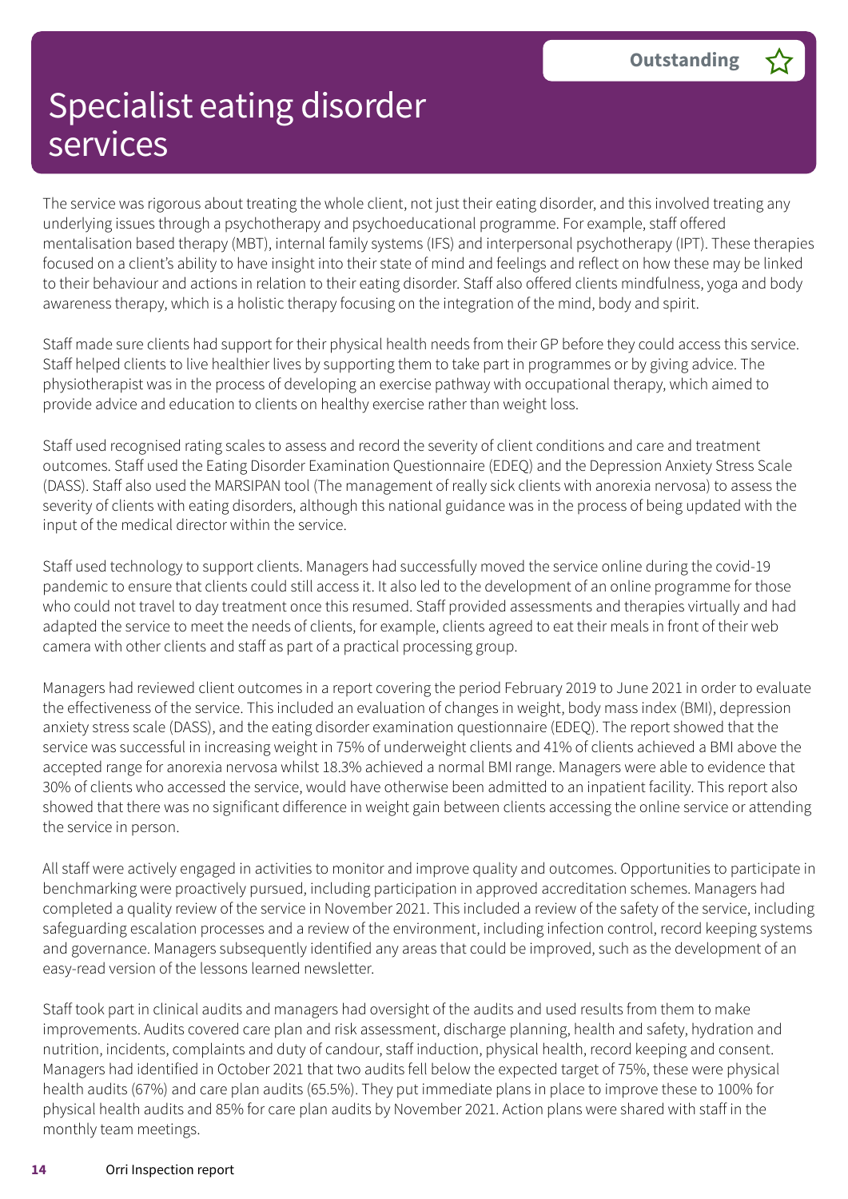# Specialist eating disorder services

**Outstanding** ☆

The service was rigorous about treating the whole client, not just their eating disorder, and this involved treating any underlying issues through a psychotherapy and psychoeducational programme. For example, staff offered mentalisation based therapy (MBT), internal family systems (IFS) and interpersonal psychotherapy (IPT). These therapies focused on a client's ability to have insight into their state of mind and feelings and reflect on how these may be linked to their behaviour and actions in relation to their eating disorder. Staff also offered clients mindfulness, yoga and body awareness therapy, which is a holistic therapy focusing on the integration of the mind, body and spirit.

Staff made sure clients had support for their physical health needs from their GP before they could access this service. Staff helped clients to live healthier lives by supporting them to take part in programmes or by giving advice. The physiotherapist was in the process of developing an exercise pathway with occupational therapy, which aimed to provide advice and education to clients on healthy exercise rather than weight loss.

Staff used recognised rating scales to assess and record the severity of client conditions and care and treatment outcomes. Staff used the Eating Disorder Examination Questionnaire (EDEQ) and the Depression Anxiety Stress Scale (DASS). Staff also used the MARSIPAN tool (The management of really sick clients with anorexia nervosa) to assess the severity of clients with eating disorders, although this national guidance was in the process of being updated with the input of the medical director within the service.

Staff used technology to support clients. Managers had successfully moved the service online during the covid-19 pandemic to ensure that clients could still access it. It also led to the development of an online programme for those who could not travel to day treatment once this resumed. Staff provided assessments and therapies virtually and had adapted the service to meet the needs of clients, for example, clients agreed to eat their meals in front of their web camera with other clients and staff as part of a practical processing group.

Managers had reviewed client outcomes in a report covering the period February 2019 to June 2021 in order to evaluate the effectiveness of the service. This included an evaluation of changes in weight, body mass index (BMI), depression anxiety stress scale (DASS), and the eating disorder examination questionnaire (EDEQ). The report showed that the service was successful in increasing weight in 75% of underweight clients and 41% of clients achieved a BMI above the accepted range for anorexia nervosa whilst 18.3% achieved a normal BMI range. Managers were able to evidence that 30% of clients who accessed the service, would have otherwise been admitted to an inpatient facility. This report also showed that there was no significant difference in weight gain between clients accessing the online service or attending the service in person.

All staff were actively engaged in activities to monitor and improve quality and outcomes. Opportunities to participate in benchmarking were proactively pursued, including participation in approved accreditation schemes. Managers had completed a quality review of the service in November 2021. This included a review of the safety of the service, including safeguarding escalation processes and a review of the environment, including infection control, record keeping systems and governance. Managers subsequently identified any areas that could be improved, such as the development of an easy-read version of the lessons learned newsletter.

Staff took part in clinical audits and managers had oversight of the audits and used results from them to make improvements. Audits covered care plan and risk assessment, discharge planning, health and safety, hydration and nutrition, incidents, complaints and duty of candour, staff induction, physical health, record keeping and consent. Managers had identified in October 2021 that two audits fell below the expected target of 75%, these were physical health audits (67%) and care plan audits (65.5%). They put immediate plans in place to improve these to 100% for physical health audits and 85% for care plan audits by November 2021. Action plans were shared with staff in the monthly team meetings.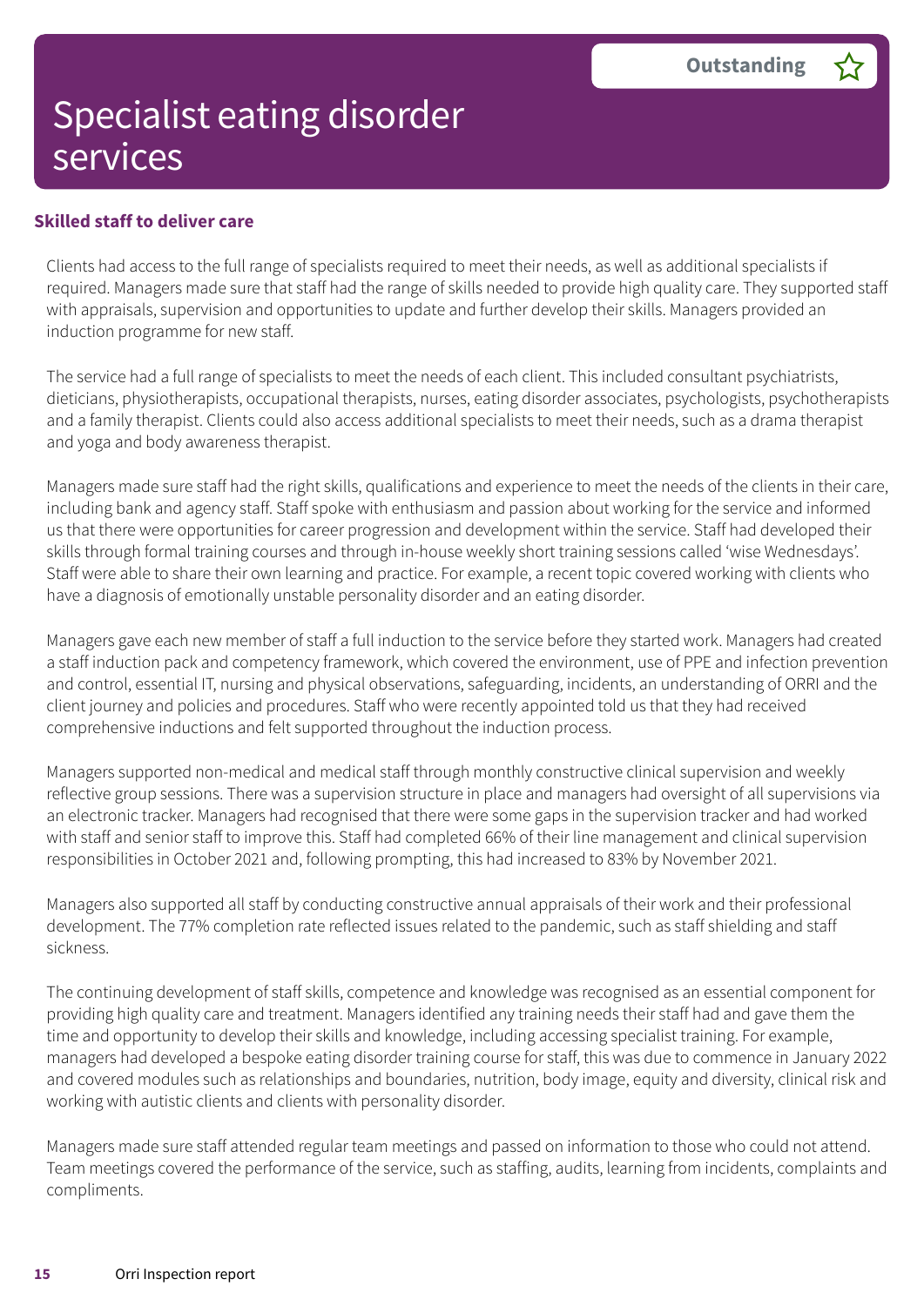# Specialist eating disorder services

**Outstanding** ☆

### Skilled staff to deliver care

Clients had access to the full range of specialists required to meet their needs, as well as additional specialists if required. Managers made sure that staff had the range of skills needed to provide high quality care. They supported staff with appraisals, supervision and opportunities to update and further develop their skills. Managers provided an induction programme for new staff.

The service had a full range of specialists to meet the needs of each client. This included consultant psychiatrists, dieticians, physiotherapists, occupational therapists, nurses, eating disorder associates, psychologists, psychotherapists and a family therapist. Clients could also access additional specialists to meet their needs, such as a drama therapist and yoga and body awareness therapist.

Managers made sure staff had the right skills, qualifications and experience to meet the needs of the clients in their care, including bank and agency staff. Staff spoke with enthusiasm and passion about working for the service and informed us that there were opportunities for career progression and development within the service. Staff had developed their skills through formal training courses and through in-house weekly short training sessions called 'wise Wednesdays'. Staff were able to share their own learning and practice. For example, a recent topic covered working with clients who have a diagnosis of emotionally unstable personality disorder and an eating disorder.

Managers gave each new member of staff a full induction to the service before they started work. Managers had created a staff induction pack and competency framework, which covered the environment, use of PPE and infection prevention and control, essential IT, nursing and physical observations, safeguarding, incidents, an understanding of ORRI and the client journey and policies and procedures. Staff who were recently appointed told us that they had received comprehensive inductions and felt supported throughout the induction process.

Managers supported non-medical and medical staff through monthly constructive clinical supervision and weekly reflective group sessions. There was a supervision structure in place and managers had oversight of all supervisions via an electronic tracker. Managers had recognised that there were some gaps in the supervision tracker and had worked with staff and senior staff to improve this. Staff had completed 66% of their line management and clinical supervision responsibilities in October 2021 and, following prompting, this had increased to 83% by November 2021.

Managers also supported all staff by conducting constructive annual appraisals of their work and their professional development. The 77% completion rate reflected issues related to the pandemic, such as staff shielding and staff sickness.

The continuing development of staff skills, competence and knowledge was recognised as an essential component for providing high quality care and treatment. Managers identified any training needs their staff had and gave them the time and opportunity to develop their skills and knowledge, including accessing specialist training. For example, managers had developed a bespoke eating disorder training course for staff, this was due to commence in January 2022 and covered modules such as relationships and boundaries, nutrition, body image, equity and diversity, clinical risk and working with autistic clients and clients with personality disorder.

Managers made sure staff attended regular team meetings and passed on information to those who could not attend. Team meetings covered the performance of the service, such as staffing, audits, learning from incidents, complaints and compliments.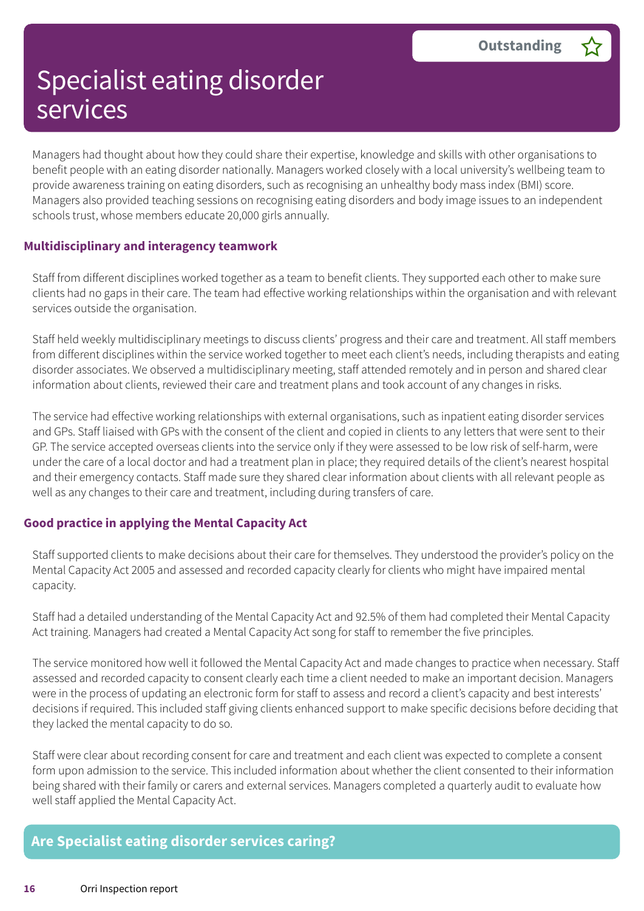# Specialist eating disorder services

**Outstanding** ☆

Managers had thought about how they could share their expertise, knowledge and skills with other organisations to benefit people with an eating disorder nationally. Managers worked closely with a local university's wellbeing team to provide awareness training on eating disorders, such as recognising an unhealthy body mass index (BMI) score. Managers also provided teaching sessions on recognising eating disorders and body image issues to an independent schools trust, whose members educate 20,000 girls annually.

### Multidisciplinary and interagency teamwork

Staff from different disciplines worked together as a team to benefit clients. They supported each other to make sure clients had no gaps in their care. The team had effective working relationships within the organisation and with relevant services outside the organisation.

Staff held weekly multidisciplinary meetings to discuss clients' progress and their care and treatment. All staff members from different disciplines within the service worked together to meet each client's needs, including therapists and eating disorder associates. We observed a multidisciplinary meeting, staff attended remotely and in person and shared clear information about clients, reviewed their care and treatment plans and took account of any changes in risks.

The service had effective working relationships with external organisations, such as inpatient eating disorder services and GPs. Staff liaised with GPs with the consent of the client and copied in clients to any letters that were sent to their GP. The service accepted overseas clients into the service only if they were assessed to be low risk of self-harm, were under the care of a local doctor and had a treatment plan in place; they required details of the client's nearest hospital and their emergency contacts. Staff made sure they shared clear information about clients with all relevant people as well as any changes to their care and treatment, including during transfers of care.

### Good practice in applying the Mental Capacity Act

Staff supported clients to make decisions about their care for themselves. They understood the provider's policy on the Mental Capacity Act 2005 and assessed and recorded capacity clearly for clients who might have impaired mental capacity.

Staff had a detailed understanding of the Mental Capacity Act and 92.5% of them had completed their Mental Capacity Act training. Managers had created a Mental Capacity Act song for staff to remember the five principles.

The service monitored how well it followed the Mental Capacity Act and made changes to practice when necessary. Staff assessed and recorded capacity to consent clearly each time a client needed to make an important decision. Managers were in the process of updating an electronic form for staff to assess and record a client's capacity and best interests' decisions if required. This included staff giving clients enhanced support to make specific decisions before deciding that they lacked the mental capacity to do so.

Staff were clear about recording consent for care and treatment and each client was expected to complete a consent form upon admission to the service. This included information about whether the client consented to their information being shared with their family or carers and external services. Managers completed a quarterly audit to evaluate how well staff applied the Mental Capacity Act.

## Are Specialist eating disorder services caring?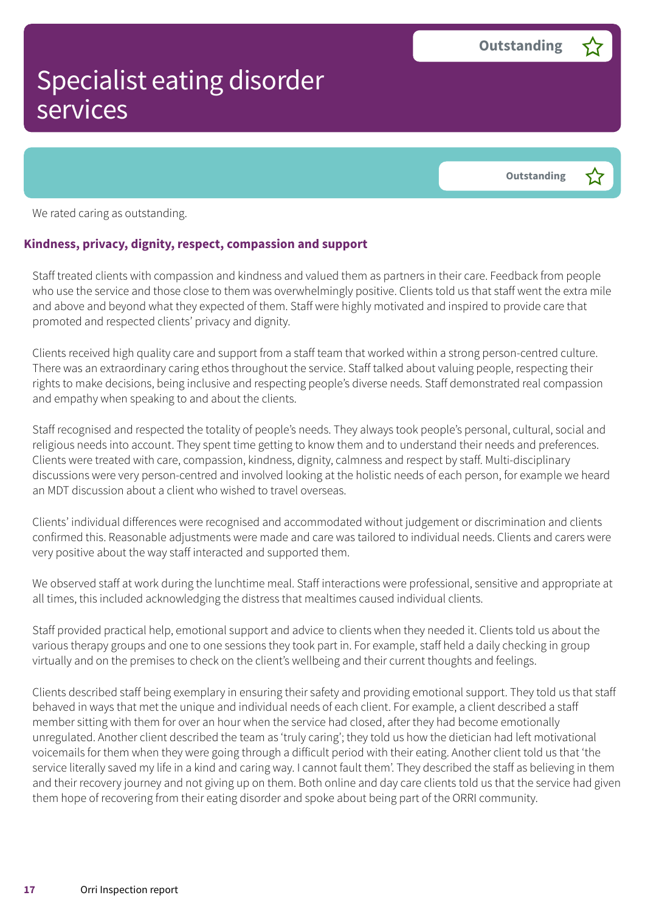# Specialist eating disorder services

Outstanding ☆

Outstanding ☆

We rated caring as outstanding.

### Kindness, privacy, dignity, respect, compassion and support

Staff treated clients with compassion and kindness and valued them as partners in their care. Feedback from people who use the service and those close to them was overwhelmingly positive. Clients told us that staff went the extra mile and above and beyond what they expected of them. Staff were highly motivated and inspired to provide care that promoted and respected clients' privacy and dignity.

Clients received high quality care and support from a staff team that worked within a strong person-centred culture. There was an extraordinary caring ethos throughout the service. Staff talked about valuing people, respecting their rights to make decisions, being inclusive and respecting people's diverse needs. Staff demonstrated real compassion and empathy when speaking to and about the clients.

Staff recognised and respected the totality of people's needs. They always took people's personal, cultural, social and religious needs into account. They spent time getting to know them and to understand their needs and preferences. Clients were treated with care, compassion, kindness, dignity, calmness and respect by staff. Multi-disciplinary discussions were very person-centred and involved looking at the holistic needs of each person, for example we heard an MDT discussion about a client who wished to travel overseas.

Clients' individual differences were recognised and accommodated without judgement or discrimination and clients confirmed this. Reasonable adjustments were made and care was tailored to individual needs. Clients and carers were very positive about the way staff interacted and supported them.

We observed staff at work during the lunchtime meal. Staff interactions were professional, sensitive and appropriate at all times, this included acknowledging the distress that mealtimes caused individual clients.

Staff provided practical help, emotional support and advice to clients when they needed it. Clients told us about the various therapy groups and one to one sessions they took part in. For example, staff held a daily checking in group virtually and on the premises to check on the client's wellbeing and their current thoughts and feelings.

Clients described staff being exemplary in ensuring their safety and providing emotional support. They told us that staff behaved in ways that met the unique and individual needs of each client. For example, a client described a staff member sitting with them for over an hour when the service had closed, after they had become emotionally unregulated. Another client described the team as 'truly caring'; they told us how the dietician had left motivational voicemails for them when they were going through a difficult period with their eating. Another client told us that 'the service literally saved my life in a kind and caring way. I cannot fault them'. They described the staff as believing in them and their recovery journey and not giving up on them. Both online and day care clients told us that the service had given them hope of recovering from their eating disorder and spoke about being part of the ORRI community.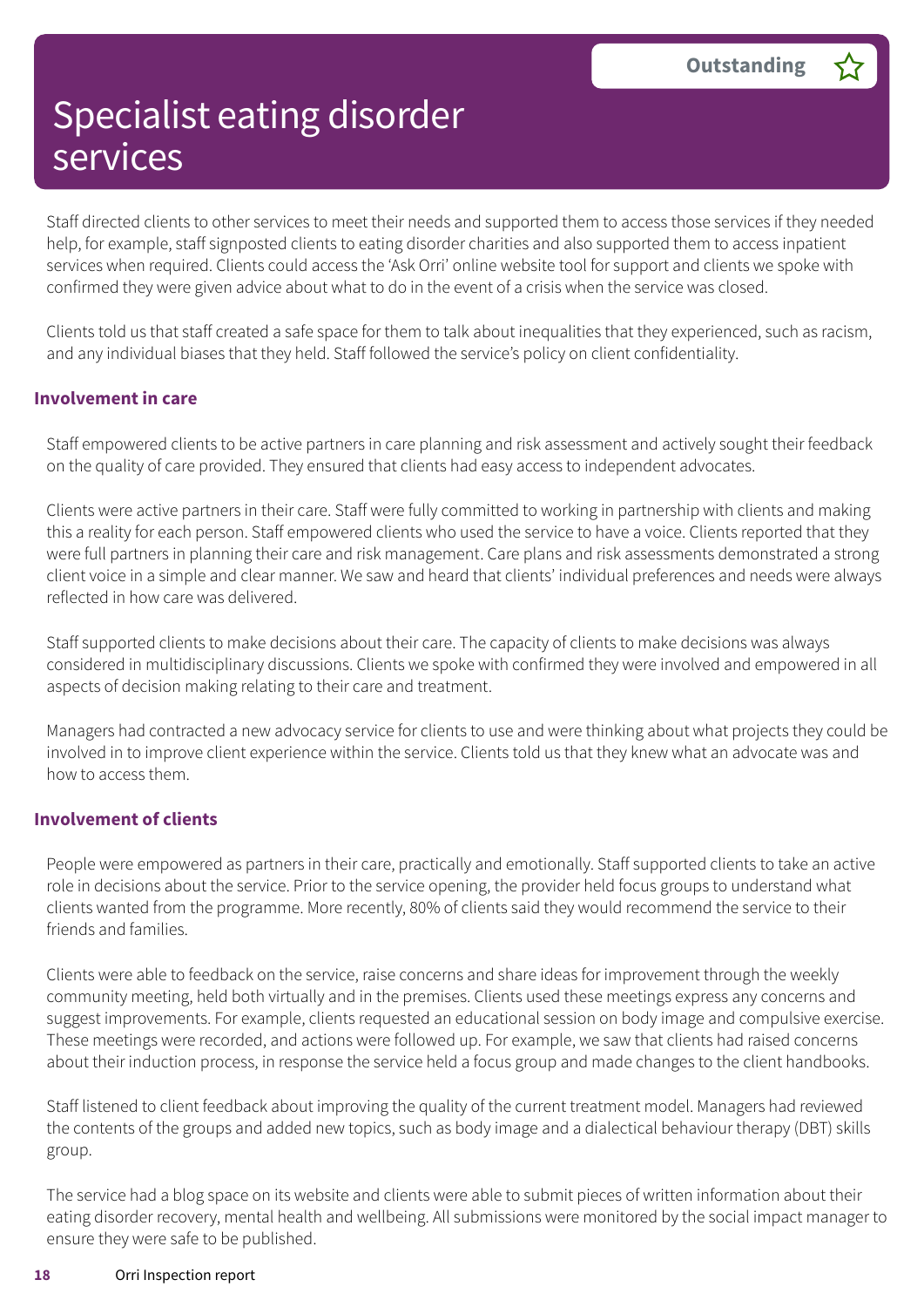# Specialist eating disorder services

**Outstanding** ☆

Staff directed clients to other services to meet their needs and supported them to access those services if they needed help, for example, staff signposted clients to eating disorder charities and also supported them to access inpatient services when required. Clients could access the 'Ask Orri' online website tool for support and clients we spoke with confirmed they were given advice about what to do in the event of a crisis when the service was closed.

Clients told us that staff created a safe space for them to talk about inequalities that they experienced, such as racism, and any individual biases that they held. Staff followed the service's policy on client confidentiality.

### Involvement in care

Staff empowered clients to be active partners in care planning and risk assessment and actively sought their feedback on the quality of care provided. They ensured that clients had easy access to independent advocates.

Clients were active partners in their care. Staff were fully committed to working in partnership with clients and making this a reality for each person. Staff empowered clients who used the service to have a voice. Clients reported that they were full partners in planning their care and risk management. Care plans and risk assessments demonstrated a strong client voice in a simple and clear manner. We saw and heard that clients' individual preferences and needs were always reflected in how care was delivered.

Staff supported clients to make decisions about their care. The capacity of clients to make decisions was always considered in multidisciplinary discussions. Clients we spoke with confirmed they were involved and empowered in all aspects of decision making relating to their care and treatment.

Managers had contracted a new advocacy service for clients to use and were thinking about what projects they could be involved in to improve client experience within the service. Clients told us that they knew what an advocate was and how to access them.

### Involvement of clients

People were empowered as partners in their care, practically and emotionally. Staff supported clients to take an active role in decisions about the service. Prior to the service opening, the provider held focus groups to understand what clients wanted from the programme. More recently, 80% of clients said they would recommend the service to their friends and families.

Clients were able to feedback on the service, raise concerns and share ideas for improvement through the weekly community meeting, held both virtually and in the premises. Clients used these meetings express any concerns and suggest improvements. For example, clients requested an educational session on body image and compulsive exercise. These meetings were recorded, and actions were followed up. For example, we saw that clients had raised concerns about their induction process, in response the service held a focus group and made changes to the client handbooks.

Staff listened to client feedback about improving the quality of the current treatment model. Managers had reviewed the contents of the groups and added new topics, such as body image and a dialectical behaviour therapy (DBT) skills group.

The service had a blog space on its website and clients were able to submit pieces of written information about their eating disorder recovery, mental health and wellbeing. All submissions were monitored by the social impact manager to ensure they were safe to be published.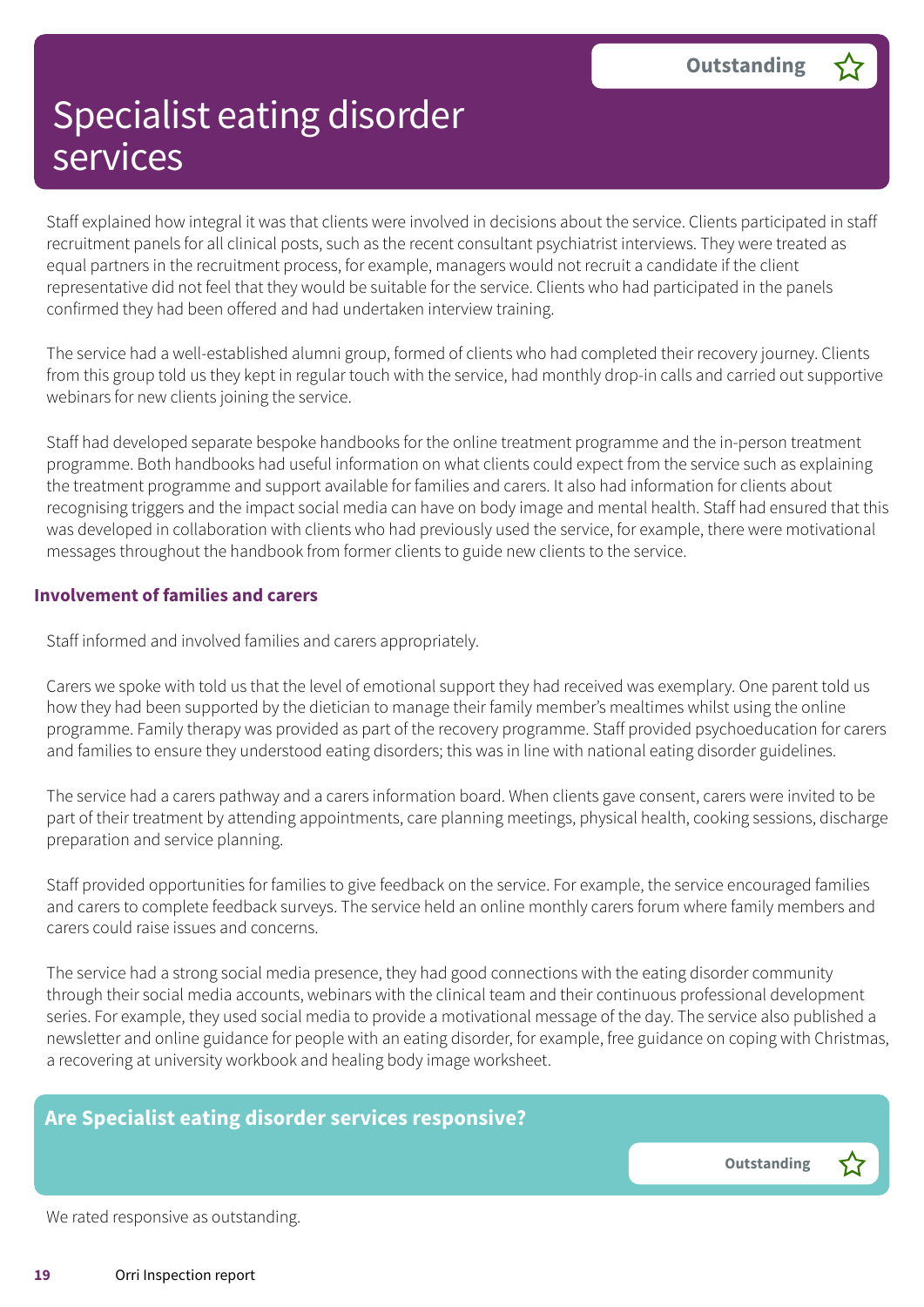# Specialist eating disorder services

**Outstanding** ☆

Staff explained how integral it was that clients were involved in decisions about the service. Clients participated in staff recruitment panels for all clinical posts, such as the recent consultant psychiatrist interviews. They were treated as equal partners in the recruitment process, for example, managers would not recruit a candidate if the client representative did not feel that they would be suitable for the service. Clients who had participated in the panels confirmed they had been offered and had undertaken interview training.

The service had a well-established alumni group, formed of clients who had completed their recovery journey. Clients from this group told us they kept in regular touch with the service, had monthly drop-in calls and carried out supportive webinars for new clients joining the service.

Staff had developed separate bespoke handbooks for the online treatment programme and the in-person treatment programme. Both handbooks had useful information on what clients could expect from the service such as explaining the treatment programme and support available for families and carers. It also had information for clients about recognising triggers and the impact social media can have on body image and mental health. Staff had ensured that this was developed in collaboration with clients who had previously used the service, for example, there were motivational messages throughout the handbook from former clients to guide new clients to the service.

### Involvement of families and carers

Staff informed and involved families and carers appropriately.

Carers we spoke with told us that the level of emotional support they had received was exemplary. One parent told us how they had been supported by the dietician to manage their family member's mealtimes whilst using the online programme. Family therapy was provided as part of the recovery programme. Staff provided psychoeducation for carers and families to ensure they understood eating disorders; this was in line with national eating disorder guidelines.

The service had a carers pathway and a carers information board. When clients gave consent, carers were invited to be part of their treatment by attending appointments, care planning meetings, physical health, cooking sessions, discharge preparation and service planning.

Staff provided opportunities for families to give feedback on the service. For example, the service encouraged families and carers to complete feedback surveys. The service held an online monthly carers forum where family members and carers could raise issues and concerns.

The service had a strong social media presence, they had good connections with the eating disorder community through their social media accounts, webinars with the clinical team and their continuous professional development series. For example, they used social media to provide a motivational message of the day. The service also published a newsletter and online guidance for people with an eating disorder, for example, free guidance on coping with Christmas, a recovering at university workbook and healing body image worksheet.

## Are Specialist eating disorder services responsive?

**Outstanding** ☆

We rated responsive as outstanding.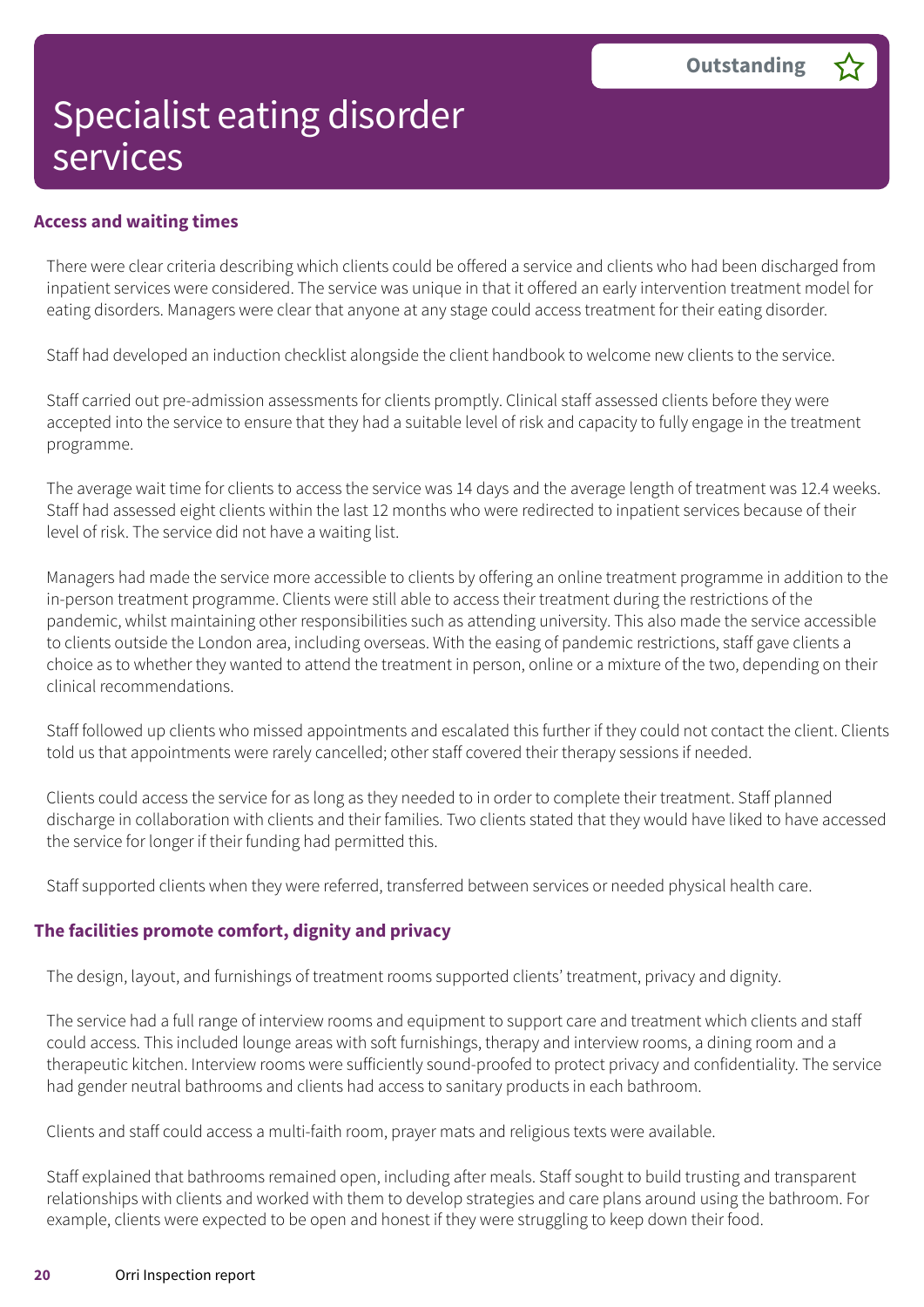# Specialist eating disorder services

**Outstanding** ☆

### Access and waiting times

There were clear criteria describing which clients could be offered a service and clients who had been discharged from inpatient services were considered. The service was unique in that it offered an early intervention treatment model for eating disorders. Managers were clear that anyone at any stage could access treatment for their eating disorder.

Staff had developed an induction checklist alongside the client handbook to welcome new clients to the service.

Staff carried out pre-admission assessments for clients promptly. Clinical staff assessed clients before they were accepted into the service to ensure that they had a suitable level of risk and capacity to fully engage in the treatment programme.

The average wait time for clients to access the service was 14 days and the average length of treatment was 12.4 weeks. Staff had assessed eight clients within the last 12 months who were redirected to inpatient services because of their level of risk. The service did not have a waiting list.

Managers had made the service more accessible to clients by offering an online treatment programme in addition to the in-person treatment programme. Clients were still able to access their treatment during the restrictions of the pandemic, whilst maintaining other responsibilities such as attending university. This also made the service accessible to clients outside the London area, including overseas. With the easing of pandemic restrictions, staff gave clients a choice as to whether they wanted to attend the treatment in person, online or a mixture of the two, depending on their clinical recommendations.

Staff followed up clients who missed appointments and escalated this further if they could not contact the client. Clients told us that appointments were rarely cancelled; other staff covered their therapy sessions if needed.

Clients could access the service for as long as they needed to in order to complete their treatment. Staff planned discharge in collaboration with clients and their families. Two clients stated that they would have liked to have accessed the service for longer if their funding had permitted this.

Staff supported clients when they were referred, transferred between services or needed physical health care.

### The facilities promote comfort, dignity and privacy

The design, layout, and furnishings of treatment rooms supported clients' treatment, privacy and dignity.

The service had a full range of interview rooms and equipment to support care and treatment which clients and staff could access. This included lounge areas with soft furnishings, therapy and interview rooms, a dining room and a therapeutic kitchen. Interview rooms were sufficiently sound-proofed to protect privacy and confidentiality. The service had gender neutral bathrooms and clients had access to sanitary products in each bathroom.

Clients and staff could access a multi-faith room, prayer mats and religious texts were available.

Staff explained that bathrooms remained open, including after meals. Staff sought to build trusting and transparent relationships with clients and worked with them to develop strategies and care plans around using the bathroom. For example, clients were expected to be open and honest if they were struggling to keep down their food.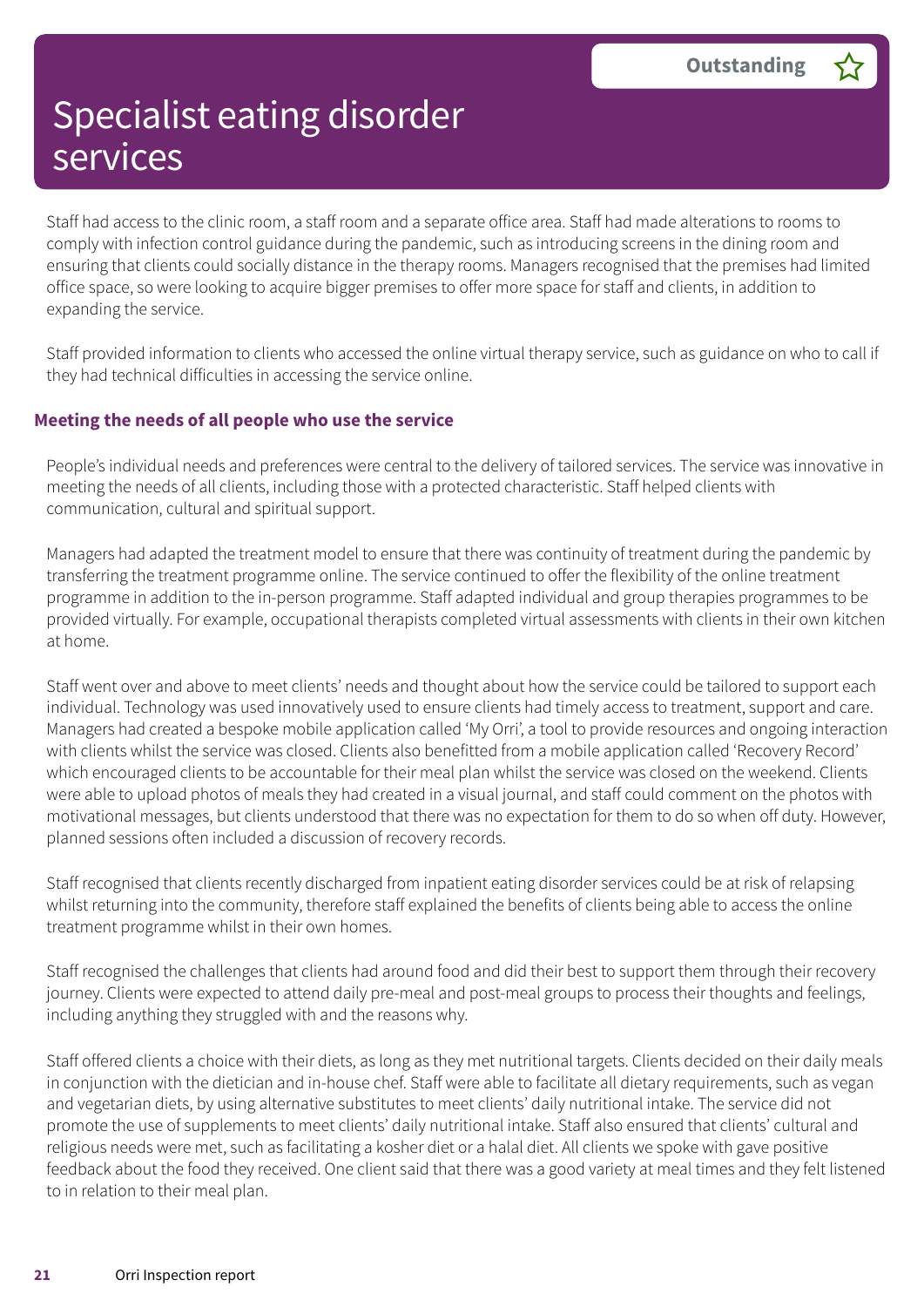# Specialist eating disorder services

**Outstanding** ☆

Staff had access to the clinic room, a staff room and a separate office area. Staff had made alterations to rooms to comply with infection control guidance during the pandemic, such as introducing screens in the dining room and ensuring that clients could socially distance in the therapy rooms. Managers recognised that the premises had limited office space, so were looking to acquire bigger premises to offer more space for staff and clients, in addition to expanding the service.

Staff provided information to clients who accessed the online virtual therapy service, such as guidance on who to call if they had technical difficulties in accessing the service online.

### Meeting the needs of all people who use the service

People's individual needs and preferences were central to the delivery of tailored services. The service was innovative in meeting the needs of all clients, including those with a protected characteristic. Staff helped clients with communication, cultural and spiritual support.

Managers had adapted the treatment model to ensure that there was continuity of treatment during the pandemic by transferring the treatment programme online. The service continued to offer the flexibility of the online treatment programme in addition to the in-person programme. Staff adapted individual and group therapies programmes to be provided virtually. For example, occupational therapists completed virtual assessments with clients in their own kitchen at home.

Staff went over and above to meet clients' needs and thought about how the service could be tailored to support each individual. Technology was used innovatively used to ensure clients had timely access to treatment, support and care. Managers had created a bespoke mobile application called 'My Orri', a tool to provide resources and ongoing interaction with clients whilst the service was closed. Clients also benefitted from a mobile application called 'Recovery Record' which encouraged clients to be accountable for their meal plan whilst the service was closed on the weekend. Clients were able to upload photos of meals they had created in a visual journal, and staff could comment on the photos with motivational messages, but clients understood that there was no expectation for them to do so when off duty. However, planned sessions often included a discussion of recovery records.

Staff recognised that clients recently discharged from inpatient eating disorder services could be at risk of relapsing whilst returning into the community, therefore staff explained the benefits of clients being able to access the online treatment programme whilst in their own homes.

Staff recognised the challenges that clients had around food and did their best to support them through their recovery journey. Clients were expected to attend daily pre-meal and post-meal groups to process their thoughts and feelings, including anything they struggled with and the reasons why.

Staff offered clients a choice with their diets, as long as they met nutritional targets. Clients decided on their daily meals in conjunction with the dietician and in-house chef. Staff were able to facilitate all dietary requirements, such as vegan and vegetarian diets, by using alternative substitutes to meet clients' daily nutritional intake. The service did not promote the use of supplements to meet clients' daily nutritional intake. Staff also ensured that clients' cultural and religious needs were met, such as facilitating a kosher diet or a halal diet. All clients we spoke with gave positive feedback about the food they received. One client said that there was a good variety at meal times and they felt listened to in relation to their meal plan.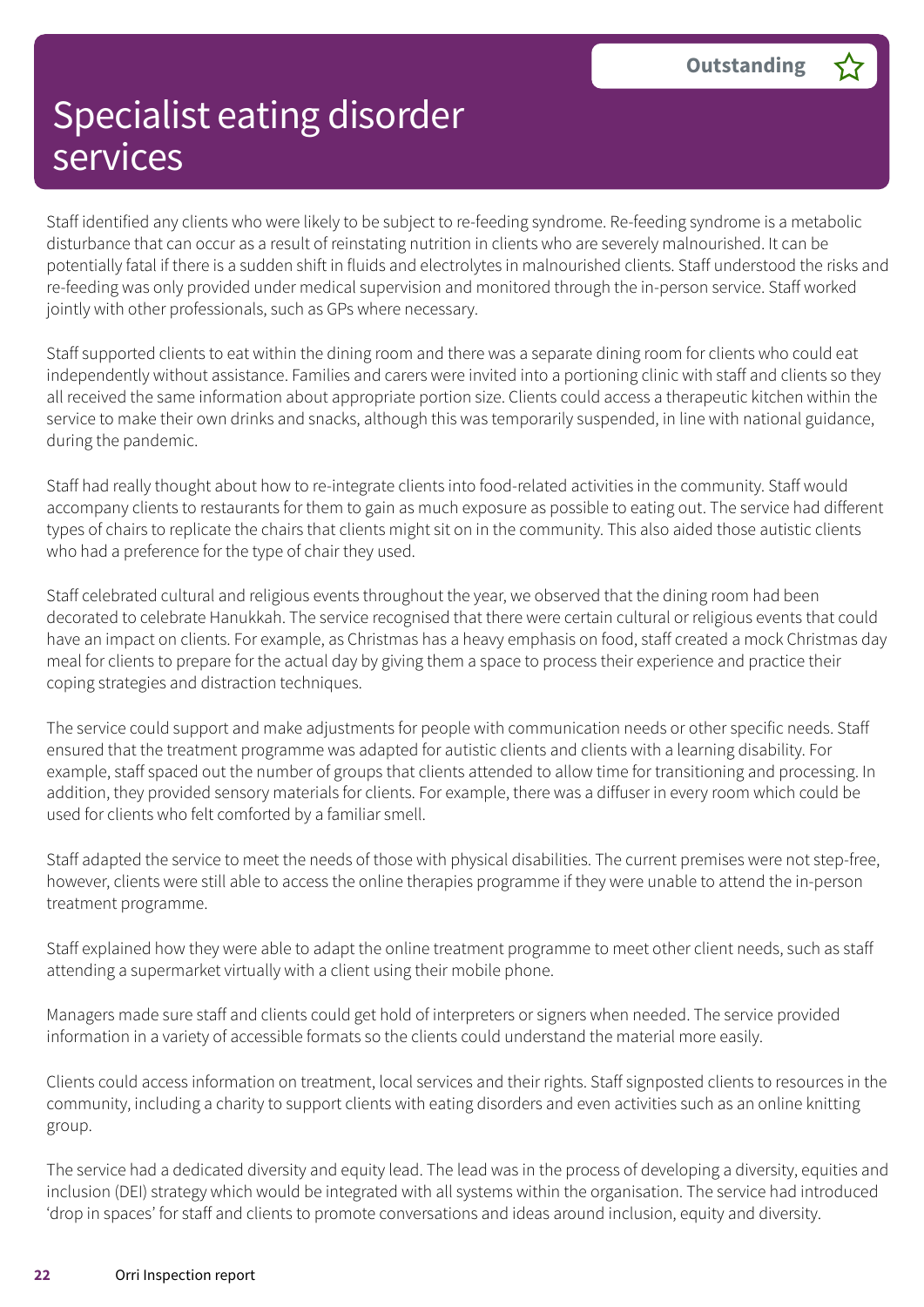# Specialist eating disorder services

**Outstanding** ☆

Staff identified any clients who were likely to be subject to re-feeding syndrome. Re-feeding syndrome is a metabolic disturbance that can occur as a result of reinstating nutrition in clients who are severely malnourished. It can be potentially fatal if there is a sudden shift in fluids and electrolytes in malnourished clients. Staff understood the risks and re-feeding was only provided under medical supervision and monitored through the in-person service. Staff worked jointly with other professionals, such as GPs where necessary.

Staff supported clients to eat within the dining room and there was a separate dining room for clients who could eat independently without assistance. Families and carers were invited into a portioning clinic with staff and clients so they all received the same information about appropriate portion size. Clients could access a therapeutic kitchen within the service to make their own drinks and snacks, although this was temporarily suspended, in line with national guidance, during the pandemic.

Staff had really thought about how to re-integrate clients into food-related activities in the community. Staff would accompany clients to restaurants for them to gain as much exposure as possible to eating out. The service had different types of chairs to replicate the chairs that clients might sit on in the community. This also aided those autistic clients who had a preference for the type of chair they used.

Staff celebrated cultural and religious events throughout the year, we observed that the dining room had been decorated to celebrate Hanukkah. The service recognised that there were certain cultural or religious events that could have an impact on clients. For example, as Christmas has a heavy emphasis on food, staff created a mock Christmas day meal for clients to prepare for the actual day by giving them a space to process their experience and practice their coping strategies and distraction techniques.

The service could support and make adjustments for people with communication needs or other specific needs. Staff ensured that the treatment programme was adapted for autistic clients and clients with a learning disability. For example, staff spaced out the number of groups that clients attended to allow time for transitioning and processing. In addition, they provided sensory materials for clients. For example, there was a diffuser in every room which could be used for clients who felt comforted by a familiar smell.

Staff adapted the service to meet the needs of those with physical disabilities. The current premises were not step-free, however, clients were still able to access the online therapies programme if they were unable to attend the in-person treatment programme.

Staff explained how they were able to adapt the online treatment programme to meet other client needs, such as staff attending a supermarket virtually with a client using their mobile phone.

Managers made sure staff and clients could get hold of interpreters or signers when needed. The service provided information in a variety of accessible formats so the clients could understand the material more easily.

Clients could access information on treatment, local services and their rights. Staff signposted clients to resources in the community, including a charity to support clients with eating disorders and even activities such as an online knitting group.

The service had a dedicated diversity and equity lead. The lead was in the process of developing a diversity, equities and inclusion (DEI) strategy which would be integrated with all systems within the organisation. The service had introduced 'drop in spaces' for staff and clients to promote conversations and ideas around inclusion, equity and diversity.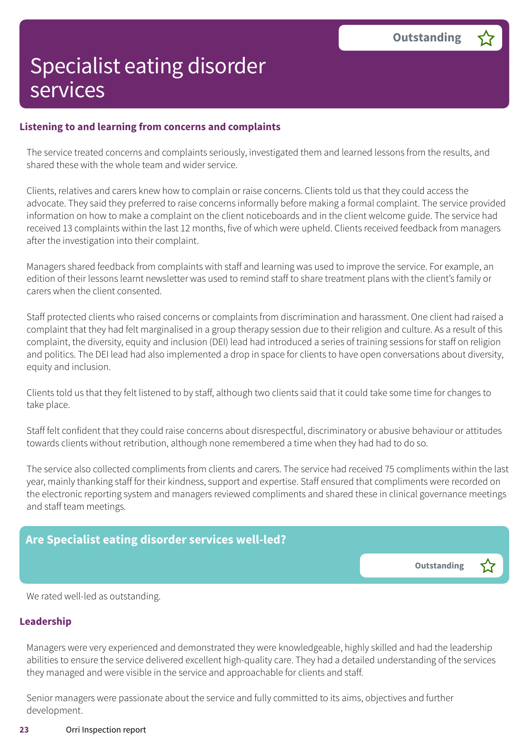# Specialist eating disorder services

Outstanding

## Listening to and learning from concerns and complaints

The service treated concerns and complaints seriously, investigated them and learned lessons from the results, and shared these with the whole team and wider service.

Clients, relatives and carers knew how to complain or raise concerns. Clients told us that they could access the advocate. They said they preferred to raise concerns informally before making a formal complaint. The service provided information on how to make a complaint on the client noticeboards and in the client welcome guide. The service had received 13 complaints within the last 12 months, five of which were upheld. Clients received feedback from managers after the investigation into their complaint.

Managers shared feedback from complaints with staff and learning was used to improve the service. For example, an edition of their lessons learnt newsletter was used to remind staff to share treatment plans with the client's family or carers when the client consented.

Staff protected clients who raised concerns or complaints from discrimination and harassment. One client had raised a complaint that they had felt marginalised in a group therapy session due to their religion and culture. As a result of this complaint, the diversity, equity and inclusion (DEI) lead had introduced a series of training sessions for staff on religion and politics. The DEI lead had also implemented a drop in space for clients to have open conversations about diversity, equity and inclusion.

Clients told us that they felt listened to by staff, although two clients said that it could take some time for changes to take place.

Staff felt confident that they could raise concerns about disrespectful, discriminatory or abusive behaviour or attitudes towards clients without retribution, although none remembered a time when they had had to do so.

The service also collected compliments from clients and carers. The service had received 75 compliments within the last year, mainly thanking staff for their kindness, support and expertise. Staff ensured that compliments were recorded on the electronic reporting system and managers reviewed compliments and shared these in clinical governance meetings and staff team meetings.

## Are Specialist eating disorder services well-led?

Outstanding

We rated well-led as outstanding.

## Leadership

Managers were very experienced and demonstrated they were knowledgeable, highly skilled and had the leadership abilities to ensure the service delivered excellent high-quality care. They had a detailed understanding of the services they managed and were visible in the service and approachable for clients and staff.

Senior managers were passionate about the service and fully committed to its aims, objectives and further development.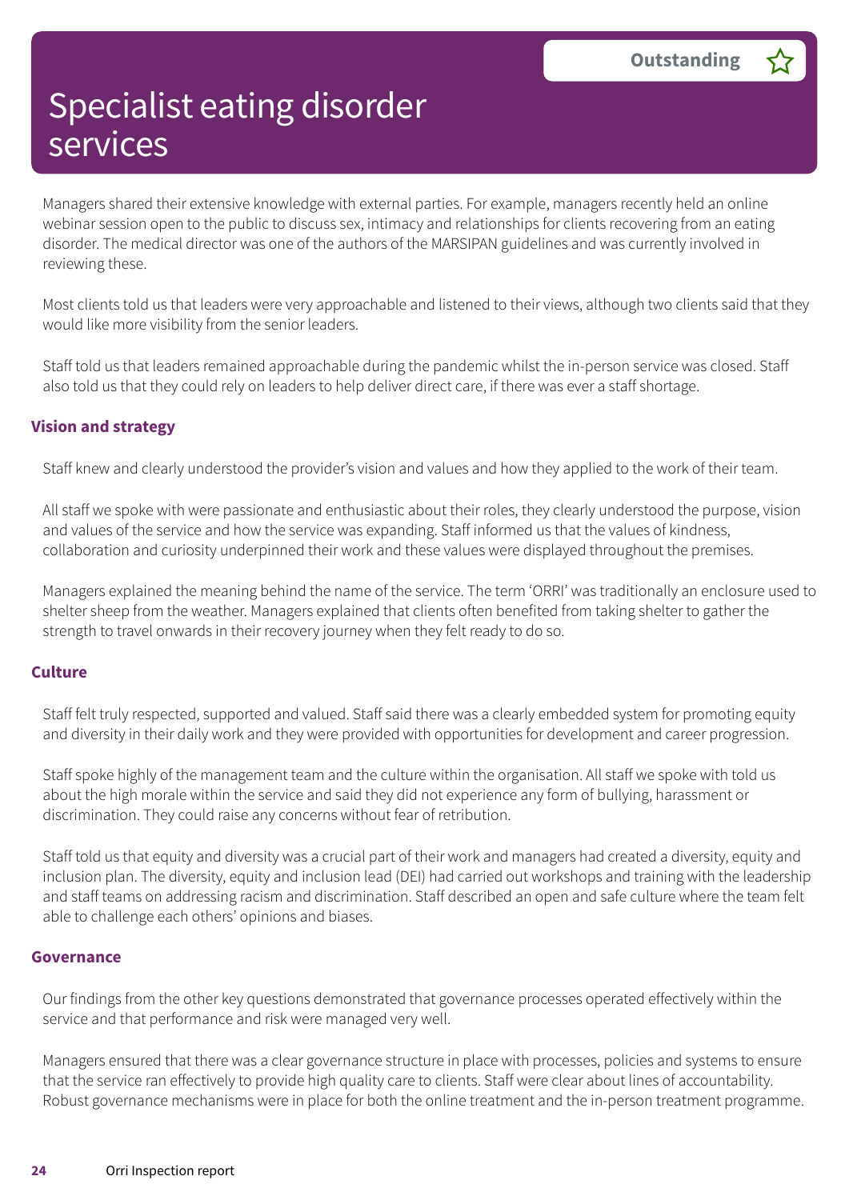# Specialist eating disorder services

**Outstanding** ☆

Managers shared their extensive knowledge with external parties. For example, managers recently held an online webinar session open to the public to discuss sex, intimacy and relationships for clients recovering from an eating disorder. The medical director was one of the authors of the MARSIPAN guidelines and was currently involved in reviewing these.

Most clients told us that leaders were very approachable and listened to their views, although two clients said that they would like more visibility from the senior leaders.

Staff told us that leaders remained approachable during the pandemic whilst the in-person service was closed. Staff also told us that they could rely on leaders to help deliver direct care, if there was ever a staff shortage.

### Vision and strategy

Staff knew and clearly understood the provider's vision and values and how they applied to the work of their team.

All staff we spoke with were passionate and enthusiastic about their roles, they clearly understood the purpose, vision and values of the service and how the service was expanding. Staff informed us that the values of kindness, collaboration and curiosity underpinned their work and these values were displayed throughout the premises.

Managers explained the meaning behind the name of the service. The term 'ORRI' was traditionally an enclosure used to shelter sheep from the weather. Managers explained that clients often benefited from taking shelter to gather the strength to travel onwards in their recovery journey when they felt ready to do so.

### Culture

Staff felt truly respected, supported and valued. Staff said there was a clearly embedded system for promoting equity and diversity in their daily work and they were provided with opportunities for development and career progression.

Staff spoke highly of the management team and the culture within the organisation. All staff we spoke with told us about the high morale within the service and said they did not experience any form of bullying, harassment or discrimination. They could raise any concerns without fear of retribution.

Staff told us that equity and diversity was a crucial part of their work and managers had created a diversity, equity and inclusion plan. The diversity, equity and inclusion lead (DEI) had carried out workshops and training with the leadership and staff teams on addressing racism and discrimination. Staff described an open and safe culture where the team felt able to challenge each others' opinions and biases.

### Governance

Our findings from the other key questions demonstrated that governance processes operated effectively within the service and that performance and risk were managed very well.

Managers ensured that there was a clear governance structure in place with processes, policies and systems to ensure that the service ran effectively to provide high quality care to clients. Staff were clear about lines of accountability. Robust governance mechanisms were in place for both the online treatment and the in-person treatment programme.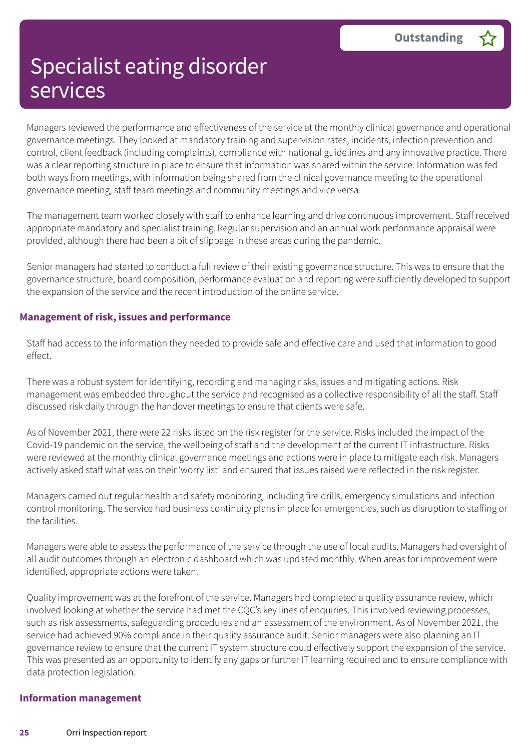Managers reviewed the performance and effectiveness of the service at the monthly clinical governance and operational governance meetings. They looked at mandatory training and supervision rates, incidents, infection prevention and control, client feedback (including complaints), compliance with national guidelines and any innovative practice. There was a clear reporting structure in place to ensure that information was shared within the service. Information was fed both ways from meetings, with information being shared from the clinical governance meeting to the operational governance meeting, staff team meetings and community meetings and vice versa.

The management team worked closely with staff to enhance learning and drive continuous improvement. Staff received appropriate mandatory and specialist training. Regular supervision and an annual work performance appraisal were provided, although there had been a bit of slippage in these areas during the pandemic.

Senior managers had started to conduct a full review of their existing governance structure. This was to ensure that the governance structure, board composition, performance evaluation and reporting were sufficiently developed to support the expansion of the service and the recent introduction of the online service.

### Management of risk, issues and performance

Staff had access to the information they needed to provide safe and effective care and used that information to good effect.

There was a robust system for identifying, recording and managing risks, issues and mitigating actions. Risk management was embedded throughout the service and recognised as a collective responsibility of all the staff. Staff discussed risk daily through the handover meetings to ensure that clients were safe.

As of November 2021, there were 22 risks listed on the risk register for the service. Risks included the impact of the Covid-19 pandemic on the service, the wellbeing of staff and the development of the current IT infrastructure. Risks were reviewed at the monthly clinical governance meetings and actions were in place to mitigate each risk. Managers actively asked staff what was on their 'worry list' and ensured that issues raised were reflected in the risk register.

Managers carried out regular health and safety monitoring, including fire drills, emergency simulations and infection control monitoring. The service had business continuity plans in place for emergencies, such as disruption to staffing or the facilities.

Managers were able to assess the performance of the service through the use of local audits. Managers had oversight of all audit outcomes through an electronic dashboard which was updated monthly. When areas for improvement were identified, appropriate actions were taken.

Quality improvement was at the forefront of the service. Managers had completed a quality assurance review, which involved looking at whether the service had met the CQC's key lines of enquiries. This involved reviewing processes, such as risk assessments, safeguarding procedures and an assessment of the environment. As of November 2021, the service had achieved 90% compliance in their quality assurance audit. Senior managers were also planning an IT governance review to ensure that the current IT system structure could effectively support the expansion of the service. This was presented as an opportunity to identify any gaps or further IT learning required and to ensure compliance with data protection legislation.

### Information management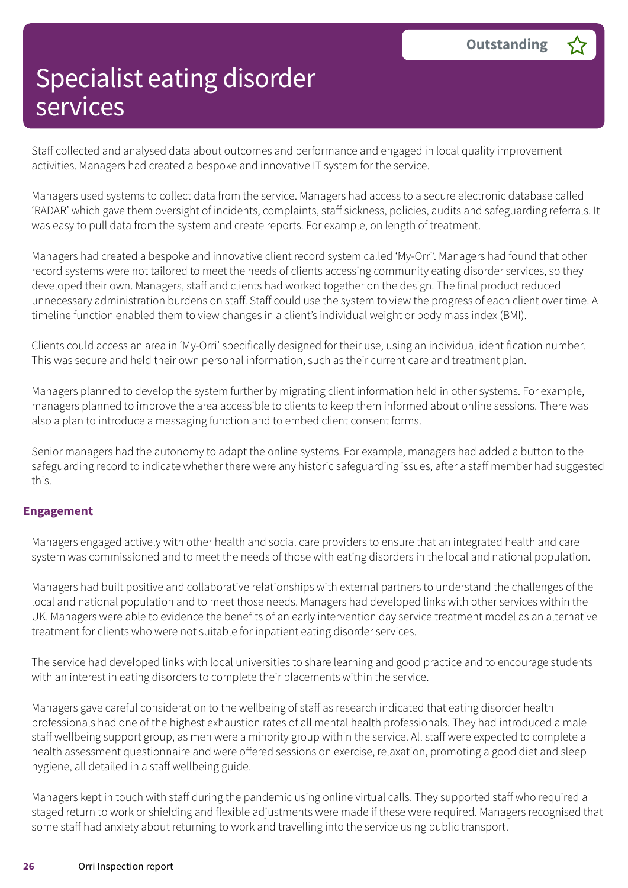# Specialist eating disorder services

**Outstanding** ☆

Staff collected and analysed data about outcomes and performance and engaged in local quality improvement activities. Managers had created a bespoke and innovative IT system for the service.

Managers used systems to collect data from the service. Managers had access to a secure electronic database called 'RADAR' which gave them oversight of incidents, complaints, staff sickness, policies, audits and safeguarding referrals. It was easy to pull data from the system and create reports. For example, on length of treatment.

Managers had created a bespoke and innovative client record system called 'My-Orri'. Managers had found that other record systems were not tailored to meet the needs of clients accessing community eating disorder services, so they developed their own. Managers, staff and clients had worked together on the design. The final product reduced unnecessary administration burdens on staff. Staff could use the system to view the progress of each client over time. A timeline function enabled them to view changes in a client's individual weight or body mass index (BMI).

Clients could access an area in 'My-Orri' specifically designed for their use, using an individual identification number. This was secure and held their own personal information, such as their current care and treatment plan.

Managers planned to develop the system further by migrating client information held in other systems. For example, managers planned to improve the area accessible to clients to keep them informed about online sessions. There was also a plan to introduce a messaging function and to embed client consent forms.

Senior managers had the autonomy to adapt the online systems. For example, managers had added a button to the safeguarding record to indicate whether there were any historic safeguarding issues, after a staff member had suggested this.

### Engagement

Managers engaged actively with other health and social care providers to ensure that an integrated health and care system was commissioned and to meet the needs of those with eating disorders in the local and national population.

Managers had built positive and collaborative relationships with external partners to understand the challenges of the local and national population and to meet those needs. Managers had developed links with other services within the UK. Managers were able to evidence the benefits of an early intervention day service treatment model as an alternative treatment for clients who were not suitable for inpatient eating disorder services.

The service had developed links with local universities to share learning and good practice and to encourage students with an interest in eating disorders to complete their placements within the service.

Managers gave careful consideration to the wellbeing of staff as research indicated that eating disorder health professionals had one of the highest exhaustion rates of all mental health professionals. They had introduced a male staff wellbeing support group, as men were a minority group within the service. All staff were expected to complete a health assessment questionnaire and were offered sessions on exercise, relaxation, promoting a good diet and sleep hygiene, all detailed in a staff wellbeing guide.

Managers kept in touch with staff during the pandemic using online virtual calls. They supported staff who required a staged return to work or shielding and flexible adjustments were made if these were required. Managers recognised that some staff had anxiety about returning to work and travelling into the service using public transport.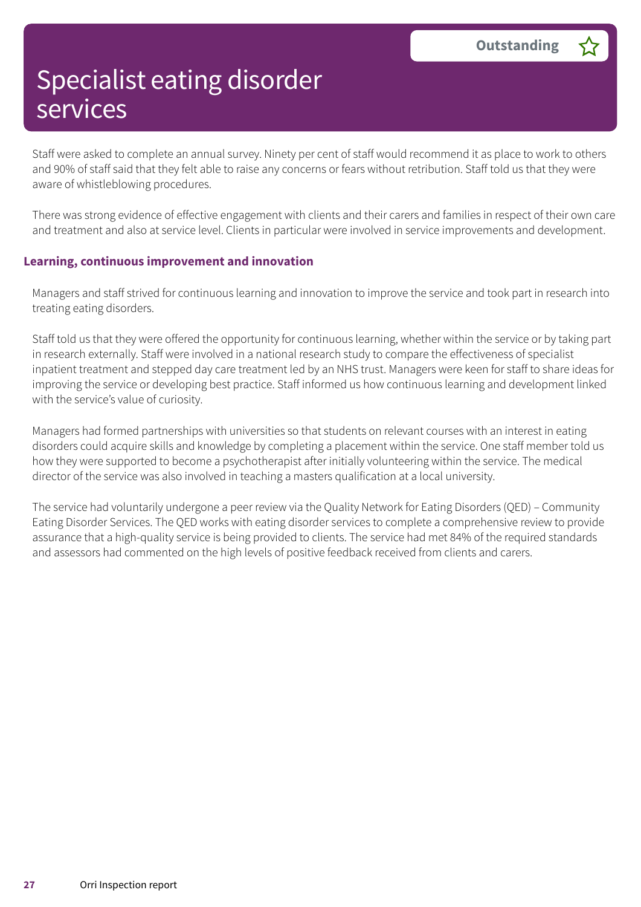# Specialist eating disorder services

**Outstanding** ☆

Staff were asked to complete an annual survey. Ninety per cent of staff would recommend it as place to work to others and 90% of staff said that they felt able to raise any concerns or fears without retribution. Staff told us that they were aware of whistleblowing procedures.

There was strong evidence of effective engagement with clients and their carers and families in respect of their own care and treatment and also at service level. Clients in particular were involved in service improvements and development.

### Learning, continuous improvement and innovation

Managers and staff strived for continuous learning and innovation to improve the service and took part in research into treating eating disorders.

Staff told us that they were offered the opportunity for continuous learning, whether within the service or by taking part in research externally. Staff were involved in a national research study to compare the effectiveness of specialist inpatient treatment and stepped day care treatment led by an NHS trust. Managers were keen for staff to share ideas for improving the service or developing best practice. Staff informed us how continuous learning and development linked with the service's value of curiosity.

Managers had formed partnerships with universities so that students on relevant courses with an interest in eating disorders could acquire skills and knowledge by completing a placement within the service. One staff member told us how they were supported to become a psychotherapist after initially volunteering within the service. The medical director of the service was also involved in teaching a masters qualification at a local university.

The service had voluntarily undergone a peer review via the Quality Network for Eating Disorders (QED) – Community Eating Disorder Services. The QED works with eating disorder services to complete a comprehensive review to provide assurance that a high-quality service is being provided to clients. The service had met 84% of the required standards and assessors had commented on the high levels of positive feedback received from clients and carers.